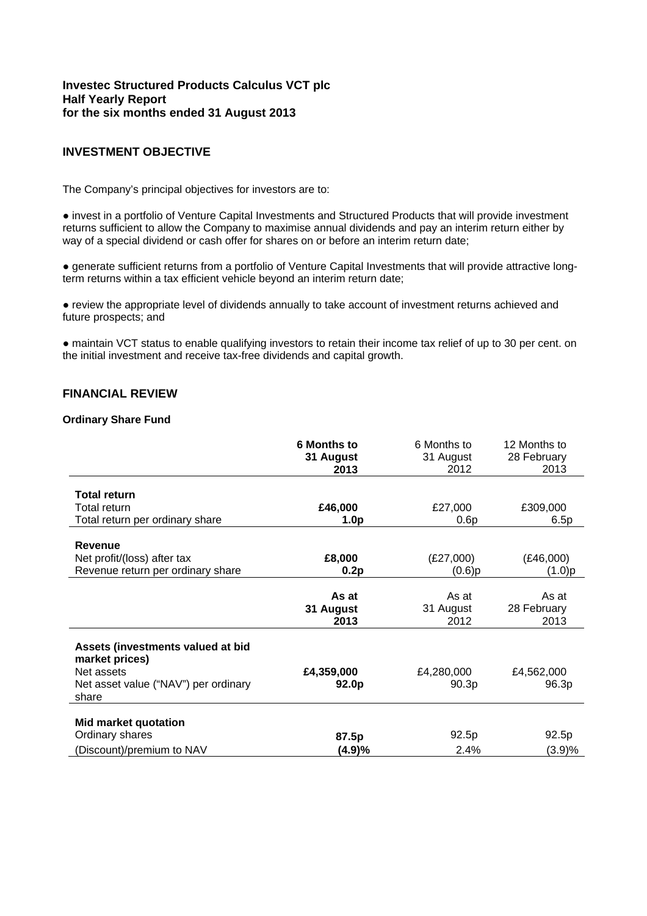**Investec Structured Products Calculus VCT plc**
**Half Yearly Report**
**for the six months ended 31 August 2013**

## INVESTMENT OBJECTIVE

The Company's principal objectives for investors are to:

● invest in a portfolio of Venture Capital Investments and Structured Products that will provide investment returns sufficient to allow the Company to maximise annual dividends and pay an interim return either by way of a special dividend or cash offer for shares on or before an interim return date;

● generate sufficient returns from a portfolio of Venture Capital Investments that will provide attractive long-term returns within a tax efficient vehicle beyond an interim return date;

● review the appropriate level of dividends annually to take account of investment returns achieved and future prospects; and

● maintain VCT status to enable qualifying investors to retain their income tax relief of up to 30 per cent. on the initial investment and receive tax-free dividends and capital growth.

## FINANCIAL REVIEW

### Ordinary Share Fund

| | **6 Months to 31 August 2013** | 6 Months to 31 August 2012 | 12 Months to 28 February 2013 |
|---|---|---|---|
| **Total return** | | | |
| Total return | **£46,000** | £27,000 | £309,000 |
| Total return per ordinary share | **1.0p** | 0.6p | 6.5p |
| **Revenue** | | | |
| Net profit/(loss) after tax | **£8,000** | (£27,000) | (£46,000) |
| Revenue return per ordinary share | **0.2p** | (0.6)p | (1.0)p |

| | **As at 31 August 2013** | As at 31 August 2012 | As at 28 February 2013 |
|---|---|---|---|
| **Assets (investments valued at bid market prices)** | | | |
| Net assets | **£4,359,000** | £4,280,000 | £4,562,000 |
| Net asset value ("NAV") per ordinary share | **92.0p** | 90.3p | 96.3p |
| **Mid market quotation** | | | |
| Ordinary shares | **87.5p** | 92.5p | 92.5p |
| (Discount)/premium to NAV | **(4.9)%** | 2.4% | (3.9)% |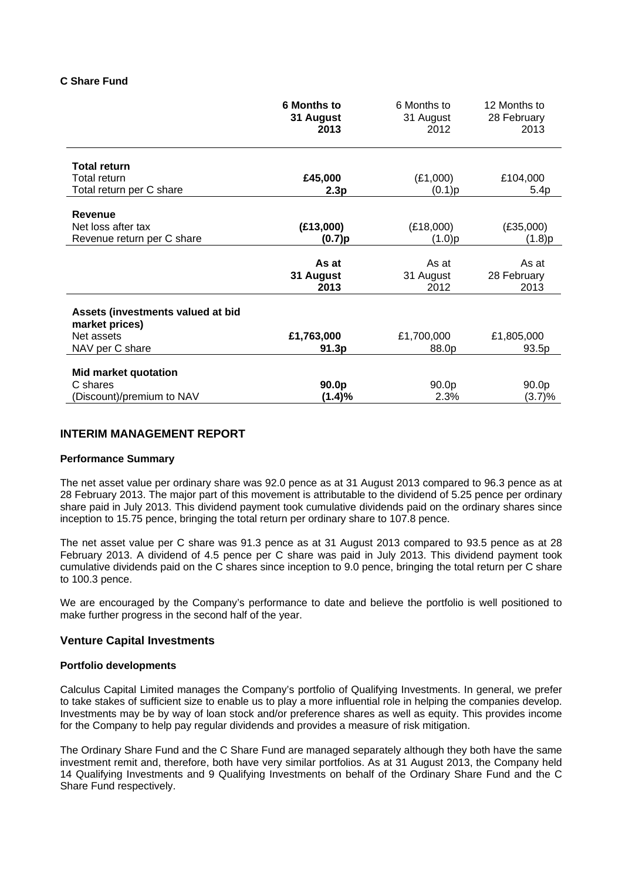**C Share Fund**

| | **6 Months to 31 August 2013** | 6 Months to 31 August 2012 | 12 Months to 28 February 2013 |
|---|---|---|---|
| **Total return** | | | |
| Total return | **£45,000** | (£1,000) | £104,000 |
| Total return per C share | **2.3p** | (0.1)p | 5.4p |
| **Revenue** | | | |
| Net loss after tax | **(£13,000)** | (£18,000) | (£35,000) |
| Revenue return per C share | **(0.7)p** | (1.0)p | (1.8)p |
| | **As at 31 August 2013** | As at 31 August 2012 | As at 28 February 2013 |
| **Assets (investments valued at bid market prices)** | | | |
| Net assets | **£1,763,000** | £1,700,000 | £1,805,000 |
| NAV per C share | **91.3p** | 88.0p | 93.5p |
| **Mid market quotation** | | | |
| C shares | **90.0p** | 90.0p | 90.0p |
| (Discount)/premium to NAV | **(1.4)%** | 2.3% | (3.7)% |

## INTERIM MANAGEMENT REPORT

**Performance Summary**

The net asset value per ordinary share was 92.0 pence as at 31 August 2013 compared to 96.3 pence as at 28 February 2013. The major part of this movement is attributable to the dividend of 5.25 pence per ordinary share paid in July 2013. This dividend payment took cumulative dividends paid on the ordinary shares since inception to 15.75 pence, bringing the total return per ordinary share to 107.8 pence.

The net asset value per C share was 91.3 pence as at 31 August 2013 compared to 93.5 pence as at 28 February 2013. A dividend of 4.5 pence per C share was paid in July 2013. This dividend payment took cumulative dividends paid on the C shares since inception to 9.0 pence, bringing the total return per C share to 100.3 pence.

We are encouraged by the Company's performance to date and believe the portfolio is well positioned to make further progress in the second half of the year.

## Venture Capital Investments

**Portfolio developments**

Calculus Capital Limited manages the Company's portfolio of Qualifying Investments. In general, we prefer to take stakes of sufficient size to enable us to play a more influential role in helping the companies develop. Investments may be by way of loan stock and/or preference shares as well as equity. This provides income for the Company to help pay regular dividends and provides a measure of risk mitigation.

The Ordinary Share Fund and the C Share Fund are managed separately although they both have the same investment remit and, therefore, both have very similar portfolios. As at 31 August 2013, the Company held 14 Qualifying Investments and 9 Qualifying Investments on behalf of the Ordinary Share Fund and the C Share Fund respectively.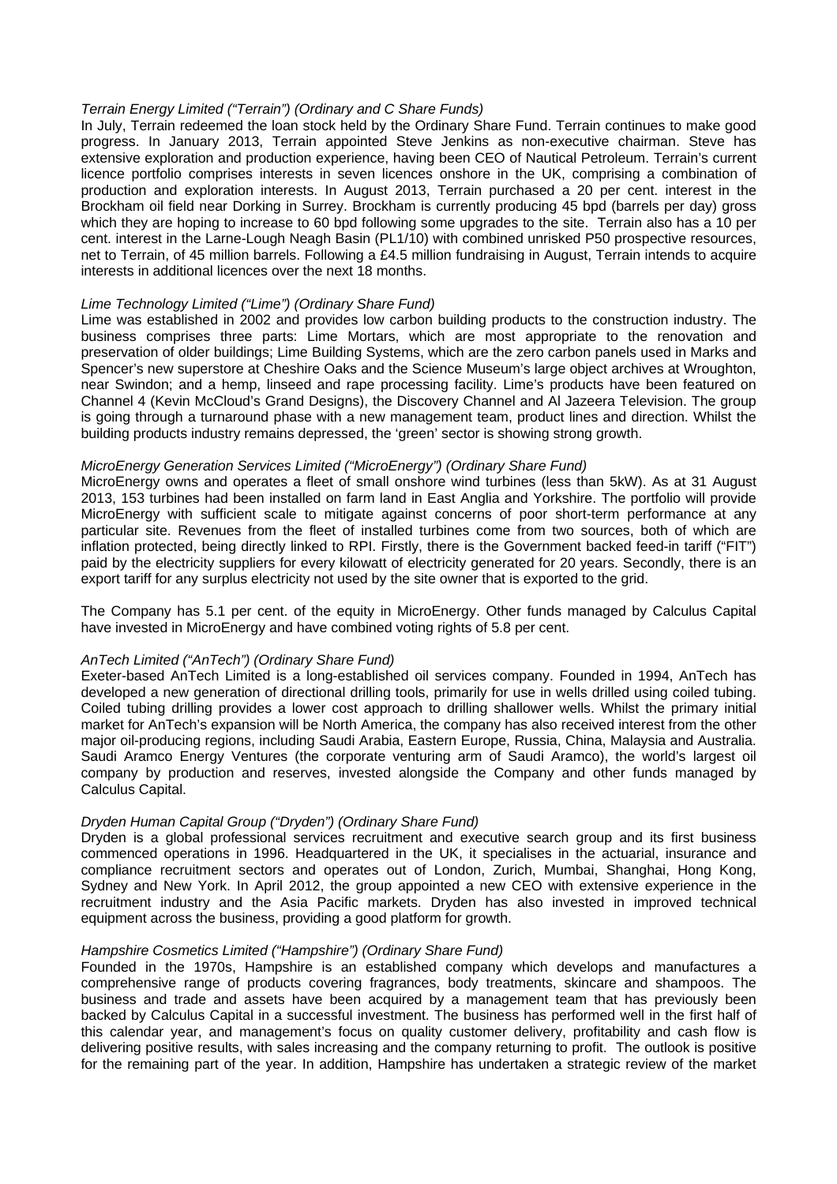*Terrain Energy Limited ("Terrain") (Ordinary and C Share Funds)*
In July, Terrain redeemed the loan stock held by the Ordinary Share Fund. Terrain continues to make good progress. In January 2013, Terrain appointed Steve Jenkins as non-executive chairman. Steve has extensive exploration and production experience, having been CEO of Nautical Petroleum. Terrain's current licence portfolio comprises interests in seven licences onshore in the UK, comprising a combination of production and exploration interests. In August 2013, Terrain purchased a 20 per cent. interest in the Brockham oil field near Dorking in Surrey. Brockham is currently producing 45 bpd (barrels per day) gross which they are hoping to increase to 60 bpd following some upgrades to the site. Terrain also has a 10 per cent. interest in the Larne-Lough Neagh Basin (PL1/10) with combined unrisked P50 prospective resources, net to Terrain, of 45 million barrels. Following a £4.5 million fundraising in August, Terrain intends to acquire interests in additional licences over the next 18 months.

*Lime Technology Limited ("Lime") (Ordinary Share Fund)*
Lime was established in 2002 and provides low carbon building products to the construction industry. The business comprises three parts: Lime Mortars, which are most appropriate to the renovation and preservation of older buildings; Lime Building Systems, which are the zero carbon panels used in Marks and Spencer's new superstore at Cheshire Oaks and the Science Museum's large object archives at Wroughton, near Swindon; and a hemp, linseed and rape processing facility. Lime's products have been featured on Channel 4 (Kevin McCloud's Grand Designs), the Discovery Channel and Al Jazeera Television. The group is going through a turnaround phase with a new management team, product lines and direction. Whilst the building products industry remains depressed, the 'green' sector is showing strong growth.

*MicroEnergy Generation Services Limited ("MicroEnergy") (Ordinary Share Fund)*
MicroEnergy owns and operates a fleet of small onshore wind turbines (less than 5kW). As at 31 August 2013, 153 turbines had been installed on farm land in East Anglia and Yorkshire. The portfolio will provide MicroEnergy with sufficient scale to mitigate against concerns of poor short-term performance at any particular site. Revenues from the fleet of installed turbines come from two sources, both of which are inflation protected, being directly linked to RPI. Firstly, there is the Government backed feed-in tariff ("FIT") paid by the electricity suppliers for every kilowatt of electricity generated for 20 years. Secondly, there is an export tariff for any surplus electricity not used by the site owner that is exported to the grid.

The Company has 5.1 per cent. of the equity in MicroEnergy. Other funds managed by Calculus Capital have invested in MicroEnergy and have combined voting rights of 5.8 per cent.

*AnTech Limited ("AnTech") (Ordinary Share Fund)*
Exeter-based AnTech Limited is a long-established oil services company. Founded in 1994, AnTech has developed a new generation of directional drilling tools, primarily for use in wells drilled using coiled tubing. Coiled tubing drilling provides a lower cost approach to drilling shallower wells. Whilst the primary initial market for AnTech's expansion will be North America, the company has also received interest from the other major oil-producing regions, including Saudi Arabia, Eastern Europe, Russia, China, Malaysia and Australia. Saudi Aramco Energy Ventures (the corporate venturing arm of Saudi Aramco), the world's largest oil company by production and reserves, invested alongside the Company and other funds managed by Calculus Capital.

*Dryden Human Capital Group ("Dryden") (Ordinary Share Fund)*
Dryden is a global professional services recruitment and executive search group and its first business commenced operations in 1996. Headquartered in the UK, it specialises in the actuarial, insurance and compliance recruitment sectors and operates out of London, Zurich, Mumbai, Shanghai, Hong Kong, Sydney and New York. In April 2012, the group appointed a new CEO with extensive experience in the recruitment industry and the Asia Pacific markets. Dryden has also invested in improved technical equipment across the business, providing a good platform for growth.

*Hampshire Cosmetics Limited ("Hampshire") (Ordinary Share Fund)*
Founded in the 1970s, Hampshire is an established company which develops and manufactures a comprehensive range of products covering fragrances, body treatments, skincare and shampoos. The business and trade and assets have been acquired by a management team that has previously been backed by Calculus Capital in a successful investment. The business has performed well in the first half of this calendar year, and management's focus on quality customer delivery, profitability and cash flow is delivering positive results, with sales increasing and the company returning to profit. The outlook is positive for the remaining part of the year. In addition, Hampshire has undertaken a strategic review of the market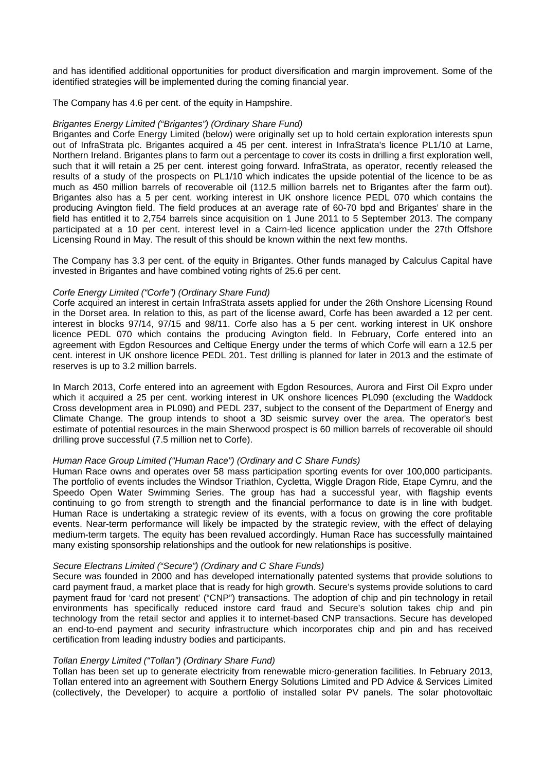and has identified additional opportunities for product diversification and margin improvement. Some of the identified strategies will be implemented during the coming financial year.

The Company has 4.6 per cent. of the equity in Hampshire.

*Brigantes Energy Limited ("Brigantes") (Ordinary Share Fund)*

Brigantes and Corfe Energy Limited (below) were originally set up to hold certain exploration interests spun out of InfraStrata plc. Brigantes acquired a 45 per cent. interest in InfraStrata's licence PL1/10 at Larne, Northern Ireland. Brigantes plans to farm out a percentage to cover its costs in drilling a first exploration well, such that it will retain a 25 per cent. interest going forward. InfraStrata, as operator, recently released the results of a study of the prospects on PL1/10 which indicates the upside potential of the licence to be as much as 450 million barrels of recoverable oil (112.5 million barrels net to Brigantes after the farm out). Brigantes also has a 5 per cent. working interest in UK onshore licence PEDL 070 which contains the producing Avington field. The field produces at an average rate of 60-70 bpd and Brigantes' share in the field has entitled it to 2,754 barrels since acquisition on 1 June 2011 to 5 September 2013. The company participated at a 10 per cent. interest level in a Cairn-led licence application under the 27th Offshore Licensing Round in May. The result of this should be known within the next few months.

The Company has 3.3 per cent. of the equity in Brigantes. Other funds managed by Calculus Capital have invested in Brigantes and have combined voting rights of 25.6 per cent.

*Corfe Energy Limited ("Corfe") (Ordinary Share Fund)*

Corfe acquired an interest in certain InfraStrata assets applied for under the 26th Onshore Licensing Round in the Dorset area. In relation to this, as part of the license award, Corfe has been awarded a 12 per cent. interest in blocks 97/14, 97/15 and 98/11. Corfe also has a 5 per cent. working interest in UK onshore licence PEDL 070 which contains the producing Avington field. In February, Corfe entered into an agreement with Egdon Resources and Celtique Energy under the terms of which Corfe will earn a 12.5 per cent. interest in UK onshore licence PEDL 201. Test drilling is planned for later in 2013 and the estimate of reserves is up to 3.2 million barrels.

In March 2013, Corfe entered into an agreement with Egdon Resources, Aurora and First Oil Expro under which it acquired a 25 per cent. working interest in UK onshore licences PL090 (excluding the Waddock Cross development area in PL090) and PEDL 237, subject to the consent of the Department of Energy and Climate Change. The group intends to shoot a 3D seismic survey over the area. The operator's best estimate of potential resources in the main Sherwood prospect is 60 million barrels of recoverable oil should drilling prove successful (7.5 million net to Corfe).

*Human Race Group Limited ("Human Race") (Ordinary and C Share Funds)*

Human Race owns and operates over 58 mass participation sporting events for over 100,000 participants. The portfolio of events includes the Windsor Triathlon, Cycletta, Wiggle Dragon Ride, Etape Cymru, and the Speedo Open Water Swimming Series. The group has had a successful year, with flagship events continuing to go from strength to strength and the financial performance to date is in line with budget. Human Race is undertaking a strategic review of its events, with a focus on growing the core profitable events. Near-term performance will likely be impacted by the strategic review, with the effect of delaying medium-term targets. The equity has been revalued accordingly. Human Race has successfully maintained many existing sponsorship relationships and the outlook for new relationships is positive.

*Secure Electrans Limited ("Secure") (Ordinary and C Share Funds)*

Secure was founded in 2000 and has developed internationally patented systems that provide solutions to card payment fraud, a market place that is ready for high growth. Secure's systems provide solutions to card payment fraud for 'card not present' ("CNP") transactions. The adoption of chip and pin technology in retail environments has specifically reduced instore card fraud and Secure's solution takes chip and pin technology from the retail sector and applies it to internet-based CNP transactions. Secure has developed an end-to-end payment and security infrastructure which incorporates chip and pin and has received certification from leading industry bodies and participants.

*Tollan Energy Limited ("Tollan") (Ordinary Share Fund)*

Tollan has been set up to generate electricity from renewable micro-generation facilities. In February 2013, Tollan entered into an agreement with Southern Energy Solutions Limited and PD Advice & Services Limited (collectively, the Developer) to acquire a portfolio of installed solar PV panels. The solar photovoltaic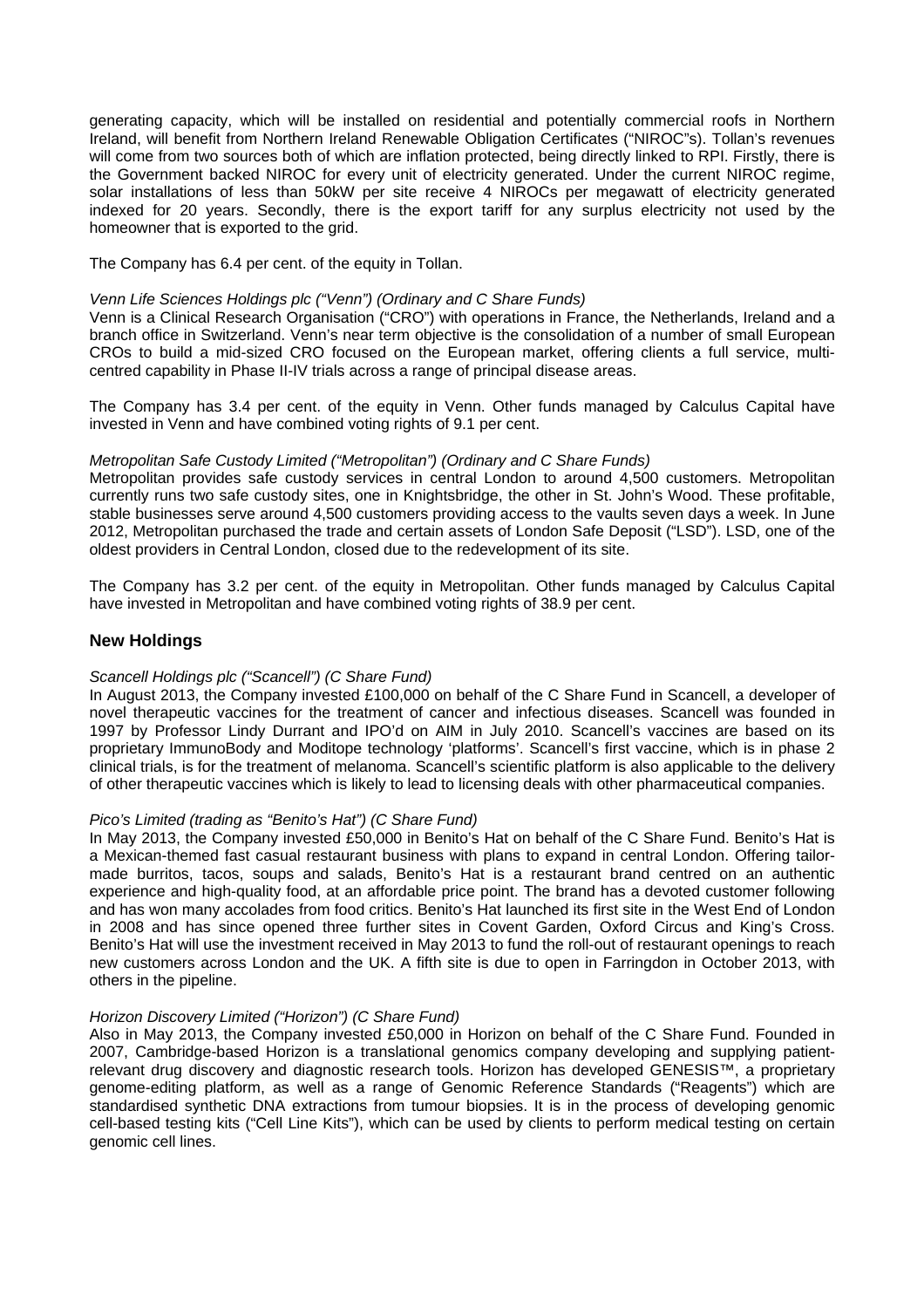generating capacity, which will be installed on residential and potentially commercial roofs in Northern Ireland, will benefit from Northern Ireland Renewable Obligation Certificates ("NIROC"s). Tollan's revenues will come from two sources both of which are inflation protected, being directly linked to RPI. Firstly, there is the Government backed NIROC for every unit of electricity generated. Under the current NIROC regime, solar installations of less than 50kW per site receive 4 NIROCs per megawatt of electricity generated indexed for 20 years. Secondly, there is the export tariff for any surplus electricity not used by the homeowner that is exported to the grid.

The Company has 6.4 per cent. of the equity in Tollan.

*Venn Life Sciences Holdings plc ("Venn") (Ordinary and C Share Funds)*
Venn is a Clinical Research Organisation ("CRO") with operations in France, the Netherlands, Ireland and a branch office in Switzerland. Venn's near term objective is the consolidation of a number of small European CROs to build a mid-sized CRO focused on the European market, offering clients a full service, multi-centred capability in Phase II-IV trials across a range of principal disease areas.

The Company has 3.4 per cent. of the equity in Venn. Other funds managed by Calculus Capital have invested in Venn and have combined voting rights of 9.1 per cent.

*Metropolitan Safe Custody Limited ("Metropolitan") (Ordinary and C Share Funds)*
Metropolitan provides safe custody services in central London to around 4,500 customers. Metropolitan currently runs two safe custody sites, one in Knightsbridge, the other in St. John's Wood. These profitable, stable businesses serve around 4,500 customers providing access to the vaults seven days a week. In June 2012, Metropolitan purchased the trade and certain assets of London Safe Deposit ("LSD"). LSD, one of the oldest providers in Central London, closed due to the redevelopment of its site.

The Company has 3.2 per cent. of the equity in Metropolitan. Other funds managed by Calculus Capital have invested in Metropolitan and have combined voting rights of 38.9 per cent.

## New Holdings

*Scancell Holdings plc ("Scancell") (C Share Fund)*
In August 2013, the Company invested £100,000 on behalf of the C Share Fund in Scancell, a developer of novel therapeutic vaccines for the treatment of cancer and infectious diseases. Scancell was founded in 1997 by Professor Lindy Durrant and IPO'd on AIM in July 2010. Scancell's vaccines are based on its proprietary ImmunoBody and Moditope technology 'platforms'. Scancell's first vaccine, which is in phase 2 clinical trials, is for the treatment of melanoma. Scancell's scientific platform is also applicable to the delivery of other therapeutic vaccines which is likely to lead to licensing deals with other pharmaceutical companies.

*Pico's Limited (trading as "Benito's Hat") (C Share Fund)*
In May 2013, the Company invested £50,000 in Benito's Hat on behalf of the C Share Fund. Benito's Hat is a Mexican-themed fast casual restaurant business with plans to expand in central London. Offering tailor-made burritos, tacos, soups and salads, Benito's Hat is a restaurant brand centred on an authentic experience and high-quality food, at an affordable price point. The brand has a devoted customer following and has won many accolades from food critics. Benito's Hat launched its first site in the West End of London in 2008 and has since opened three further sites in Covent Garden, Oxford Circus and King's Cross. Benito's Hat will use the investment received in May 2013 to fund the roll-out of restaurant openings to reach new customers across London and the UK. A fifth site is due to open in Farringdon in October 2013, with others in the pipeline.

*Horizon Discovery Limited ("Horizon") (C Share Fund)*
Also in May 2013, the Company invested £50,000 in Horizon on behalf of the C Share Fund. Founded in 2007, Cambridge-based Horizon is a translational genomics company developing and supplying patient-relevant drug discovery and diagnostic research tools. Horizon has developed GENESIS™, a proprietary genome-editing platform, as well as a range of Genomic Reference Standards ("Reagents") which are standardised synthetic DNA extractions from tumour biopsies. It is in the process of developing genomic cell-based testing kits ("Cell Line Kits"), which can be used by clients to perform medical testing on certain genomic cell lines.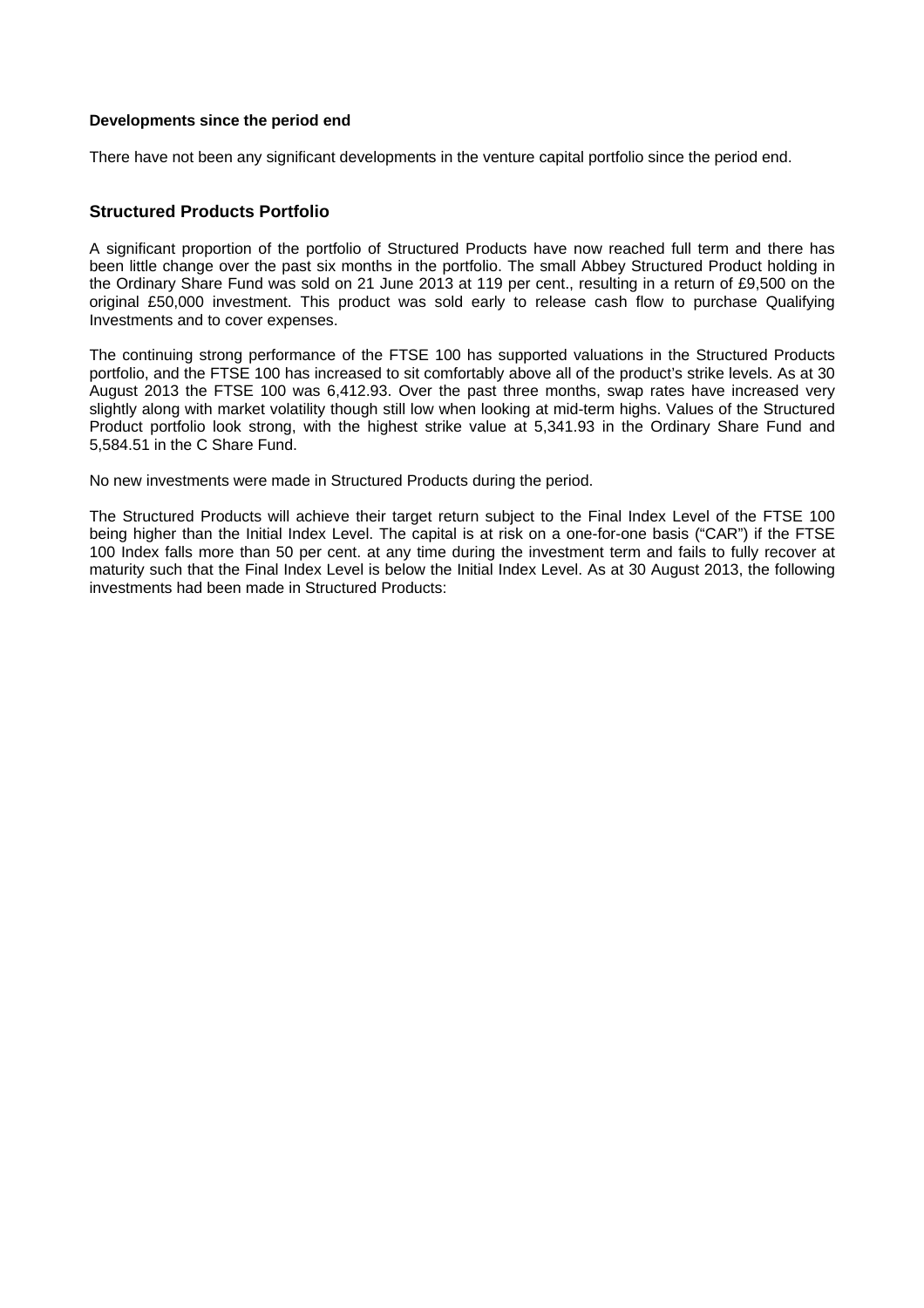**Developments since the period end**

There have not been any significant developments in the venture capital portfolio since the period end.

## Structured Products Portfolio

A significant proportion of the portfolio of Structured Products have now reached full term and there has been little change over the past six months in the portfolio. The small Abbey Structured Product holding in the Ordinary Share Fund was sold on 21 June 2013 at 119 per cent., resulting in a return of £9,500 on the original £50,000 investment. This product was sold early to release cash flow to purchase Qualifying Investments and to cover expenses.

The continuing strong performance of the FTSE 100 has supported valuations in the Structured Products portfolio, and the FTSE 100 has increased to sit comfortably above all of the product's strike levels. As at 30 August 2013 the FTSE 100 was 6,412.93. Over the past three months, swap rates have increased very slightly along with market volatility though still low when looking at mid-term highs. Values of the Structured Product portfolio look strong, with the highest strike value at 5,341.93 in the Ordinary Share Fund and 5,584.51 in the C Share Fund.

No new investments were made in Structured Products during the period.

The Structured Products will achieve their target return subject to the Final Index Level of the FTSE 100 being higher than the Initial Index Level. The capital is at risk on a one-for-one basis ("CAR") if the FTSE 100 Index falls more than 50 per cent. at any time during the investment term and fails to fully recover at maturity such that the Final Index Level is below the Initial Index Level. As at 30 August 2013, the following investments had been made in Structured Products: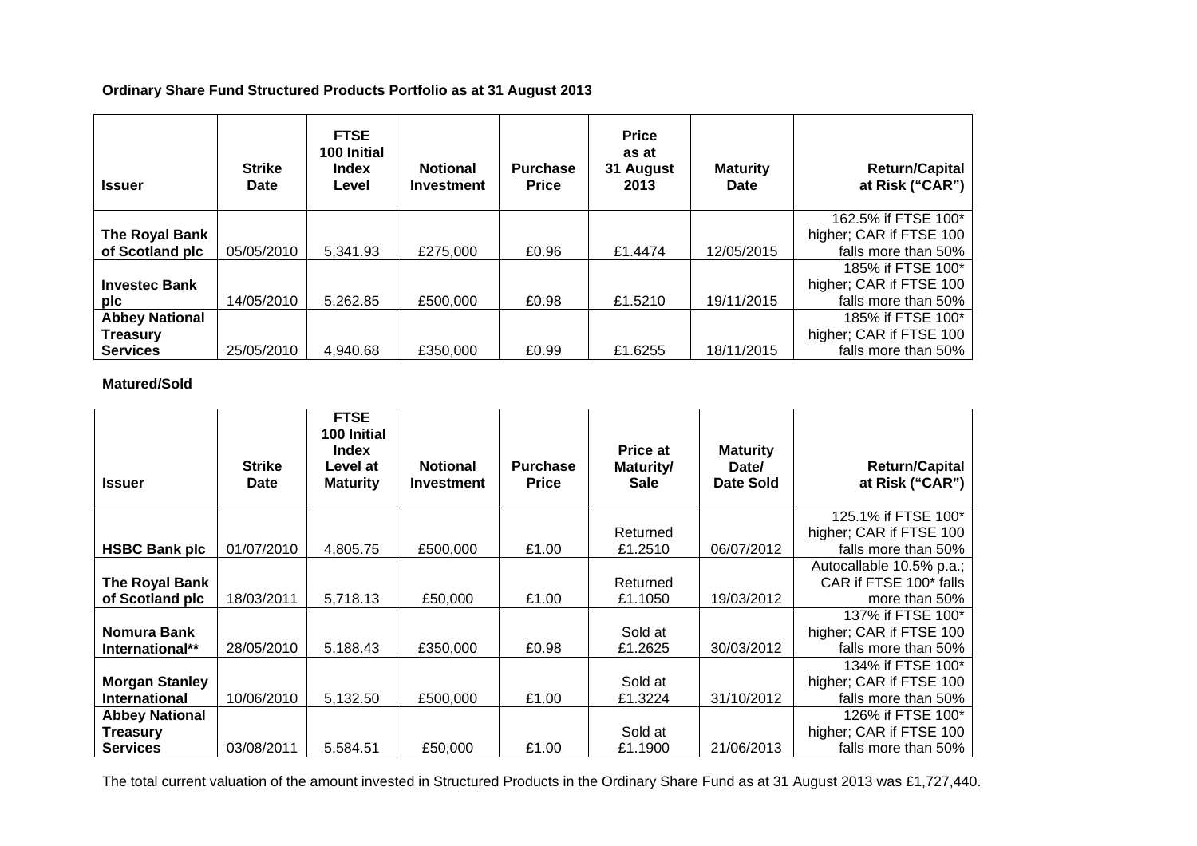**Ordinary Share Fund Structured Products Portfolio as at 31 August 2013**

| Issuer | Strike Date | FTSE 100 Initial Index Level | Notional Investment | Purchase Price | Price as at 31 August 2013 | Maturity Date | Return/Capital at Risk ("CAR") |
|---|---|---|---|---|---|---|---|
| **The Royal Bank of Scotland plc** | 05/05/2010 | 5,341.93 | £275,000 | £0.96 | £1.4474 | 12/05/2015 | 162.5% if FTSE 100* higher; CAR if FTSE 100 falls more than 50% |
| **Investec Bank plc** | 14/05/2010 | 5,262.85 | £500,000 | £0.98 | £1.5210 | 19/11/2015 | 185% if FTSE 100* higher; CAR if FTSE 100 falls more than 50% |
| **Abbey National Treasury Services** | 25/05/2010 | 4,940.68 | £350,000 | £0.99 | £1.6255 | 18/11/2015 | 185% if FTSE 100* higher; CAR if FTSE 100 falls more than 50% |

**Matured/Sold**

| Issuer | Strike Date | FTSE 100 Initial Index Level at Maturity | Notional Investment | Purchase Price | Price at Maturity/ Sale | Maturity Date/ Date Sold | Return/Capital at Risk ("CAR") |
|---|---|---|---|---|---|---|---|
| **HSBC Bank plc** | 01/07/2010 | 4,805.75 | £500,000 | £1.00 | Returned £1.2510 | 06/07/2012 | 125.1% if FTSE 100* higher; CAR if FTSE 100 falls more than 50% |
| **The Royal Bank of Scotland plc** | 18/03/2011 | 5,718.13 | £50,000 | £1.00 | Returned £1.1050 | 19/03/2012 | Autocallable 10.5% p.a.; CAR if FTSE 100* falls more than 50% |
| **Nomura Bank International**** | 28/05/2010 | 5,188.43 | £350,000 | £0.98 | Sold at £1.2625 | 30/03/2012 | 137% if FTSE 100* higher; CAR if FTSE 100 falls more than 50% |
| **Morgan Stanley International** | 10/06/2010 | 5,132.50 | £500,000 | £1.00 | Sold at £1.3224 | 31/10/2012 | 134% if FTSE 100* higher; CAR if FTSE 100 falls more than 50% |
| **Abbey National Treasury Services** | 03/08/2011 | 5,584.51 | £50,000 | £1.00 | Sold at £1.1900 | 21/06/2013 | 126% if FTSE 100* higher; CAR if FTSE 100 falls more than 50% |

The total current valuation of the amount invested in Structured Products in the Ordinary Share Fund as at 31 August 2013 was £1,727,440.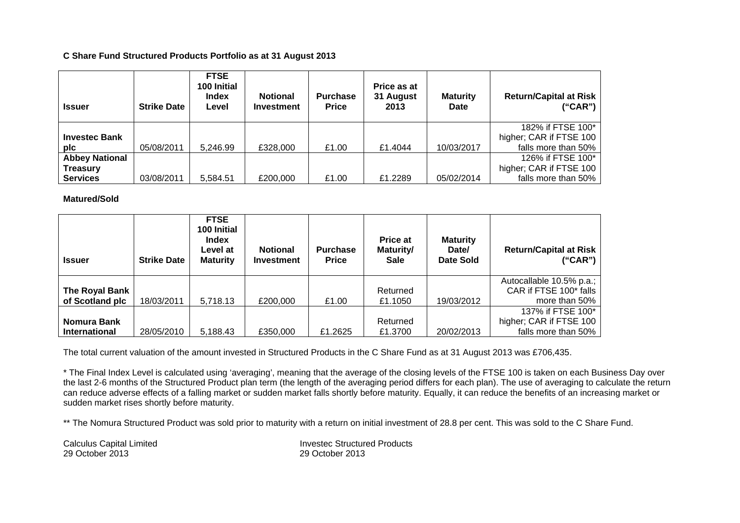**C Share Fund Structured Products Portfolio as at 31 August 2013**

| Issuer | Strike Date | FTSE 100 Initial Index Level | Notional Investment | Purchase Price | Price as at 31 August 2013 | Maturity Date | Return/Capital at Risk ("CAR") |
|---|---|---|---|---|---|---|---|
| **Investec Bank plc** | 05/08/2011 | 5,246.99 | £328,000 | £1.00 | £1.4044 | 10/03/2017 | 182% if FTSE 100* higher; CAR if FTSE 100 falls more than 50% |
| **Abbey National Treasury Services** | 03/08/2011 | 5,584.51 | £200,000 | £1.00 | £1.2289 | 05/02/2014 | 126% if FTSE 100* higher; CAR if FTSE 100 falls more than 50% |

**Matured/Sold**

| Issuer | Strike Date | FTSE 100 Initial Index Level at Maturity | Notional Investment | Purchase Price | Price at Maturity/ Sale | Maturity Date/ Date Sold | Return/Capital at Risk ("CAR") |
|---|---|---|---|---|---|---|---|
| **The Royal Bank of Scotland plc** | 18/03/2011 | 5,718.13 | £200,000 | £1.00 | Returned £1.1050 | 19/03/2012 | Autocallable 10.5% p.a.; CAR if FTSE 100* falls more than 50% |
| **Nomura Bank International** | 28/05/2010 | 5,188.43 | £350,000 | £1.2625 | Returned £1.3700 | 20/02/2013 | 137% if FTSE 100* higher; CAR if FTSE 100 falls more than 50% |

The total current valuation of the amount invested in Structured Products in the C Share Fund as at 31 August 2013 was £706,435.

* The Final Index Level is calculated using 'averaging', meaning that the average of the closing levels of the FTSE 100 is taken on each Business Day over the last 2-6 months of the Structured Product plan term (the length of the averaging period differs for each plan). The use of averaging to calculate the return can reduce adverse effects of a falling market or sudden market falls shortly before maturity. Equally, it can reduce the benefits of an increasing market or sudden market rises shortly before maturity.

** The Nomura Structured Product was sold prior to maturity with a return on initial investment of 28.8 per cent. This was sold to the C Share Fund.

Calculus Capital Limited
29 October 2013

Investec Structured Products
29 October 2013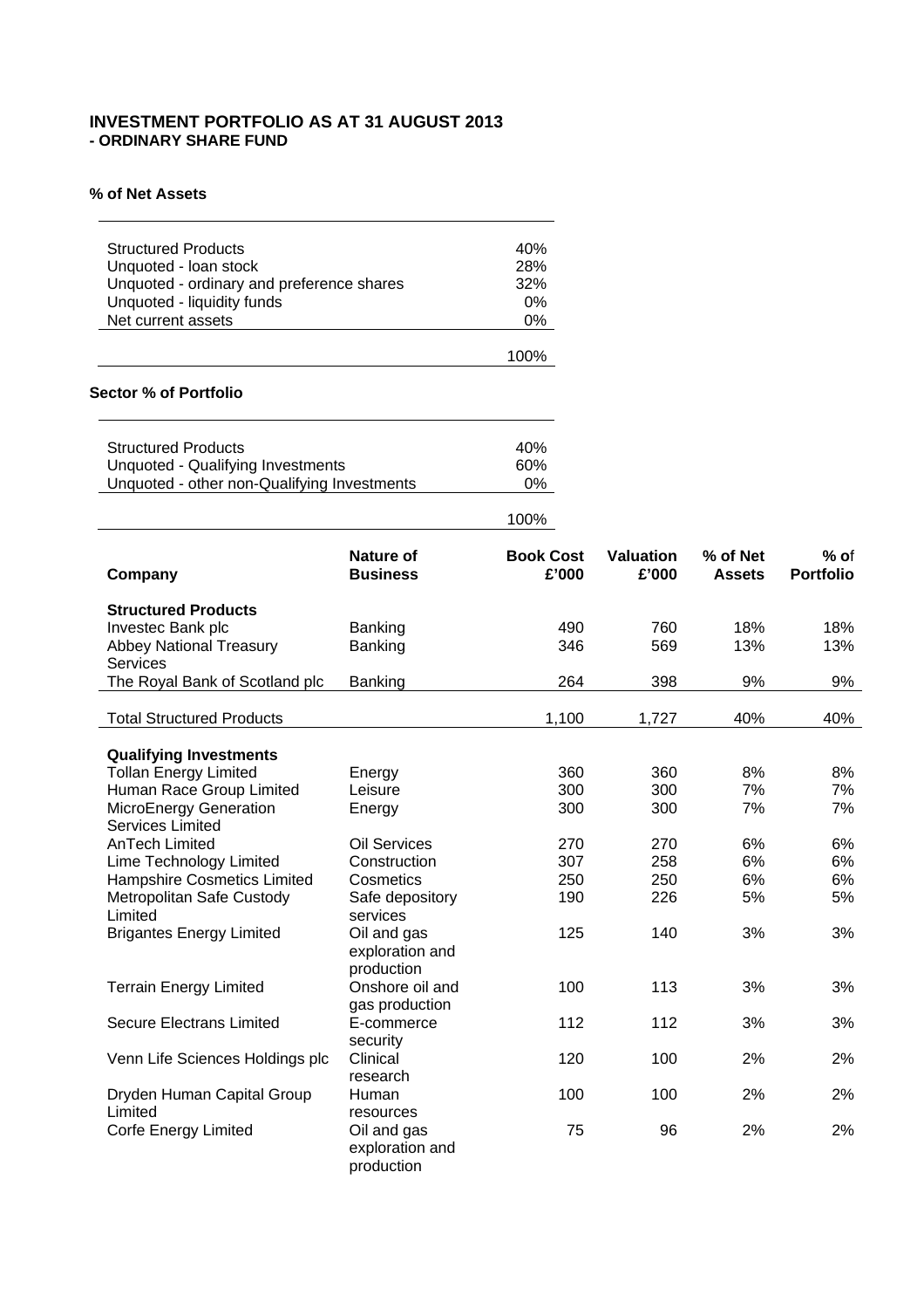# INVESTMENT PORTFOLIO AS AT 31 AUGUST 2013
## - ORDINARY SHARE FUND

### % of Net Assets

| | |
|---|---|
| Structured Products | 40% |
| Unquoted - loan stock | 28% |
| Unquoted - ordinary and preference shares | 32% |
| Unquoted - liquidity funds | 0% |
| Net current assets | 0% |
| | 100% |

### Sector % of Portfolio

| | |
|---|---|
| Structured Products | 40% |
| Unquoted - Qualifying Investments | 60% |
| Unquoted - other non-Qualifying Investments | 0% |
| | 100% |

| Company | Nature of Business | Book Cost £'000 | Valuation £'000 | % of Net Assets | % of Portfolio |
|---|---|---|---|---|---|
| **Structured Products** | | | | | |
| Investec Bank plc | Banking | 490 | 760 | 18% | 18% |
| Abbey National Treasury Services | Banking | 346 | 569 | 13% | 13% |
| The Royal Bank of Scotland plc | Banking | 264 | 398 | 9% | 9% |
| Total Structured Products | | 1,100 | 1,727 | 40% | 40% |
| **Qualifying Investments** | | | | | |
| Tollan Energy Limited | Energy | 360 | 360 | 8% | 8% |
| Human Race Group Limited | Leisure | 300 | 300 | 7% | 7% |
| MicroEnergy Generation Services Limited | Energy | 300 | 300 | 7% | 7% |
| AnTech Limited | Oil Services | 270 | 270 | 6% | 6% |
| Lime Technology Limited | Construction | 307 | 258 | 6% | 6% |
| Hampshire Cosmetics Limited | Cosmetics | 250 | 250 | 6% | 6% |
| Metropolitan Safe Custody Limited | Safe depository services | 190 | 226 | 5% | 5% |
| Brigantes Energy Limited | Oil and gas exploration and production | 125 | 140 | 3% | 3% |
| Terrain Energy Limited | Onshore oil and gas production | 100 | 113 | 3% | 3% |
| Secure Electrans Limited | E-commerce security | 112 | 112 | 3% | 3% |
| Venn Life Sciences Holdings plc | Clinical research | 120 | 100 | 2% | 2% |
| Dryden Human Capital Group Limited | Human resources | 100 | 100 | 2% | 2% |
| Corfe Energy Limited | Oil and gas exploration and production | 75 | 96 | 2% | 2% |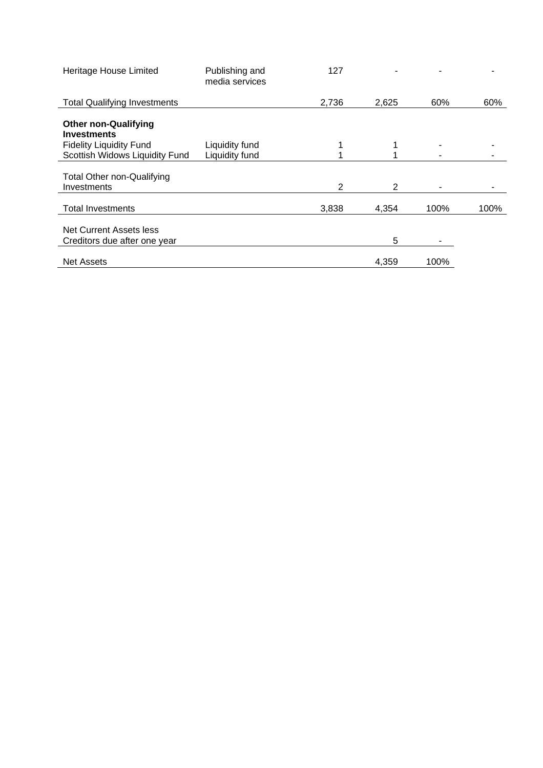| | | | | | |
|---|---|---|---|---|---|
| Heritage House Limited | Publishing and media services | 127 | - | - | - |
| Total Qualifying Investments | | 2,736 | 2,625 | 60% | 60% |
| **Other non-Qualifying Investments** | | | | | |
| Fidelity Liquidity Fund | Liquidity fund | 1 | 1 | - | - |
| Scottish Widows Liquidity Fund | Liquidity fund | 1 | 1 | - | - |
| Total Other non-Qualifying Investments | | 2 | 2 | - | - |
| Total Investments | | 3,838 | 4,354 | 100% | 100% |
| Net Current Assets less Creditors due after one year | | | 5 | - | |
| Net Assets | | | 4,359 | 100% | |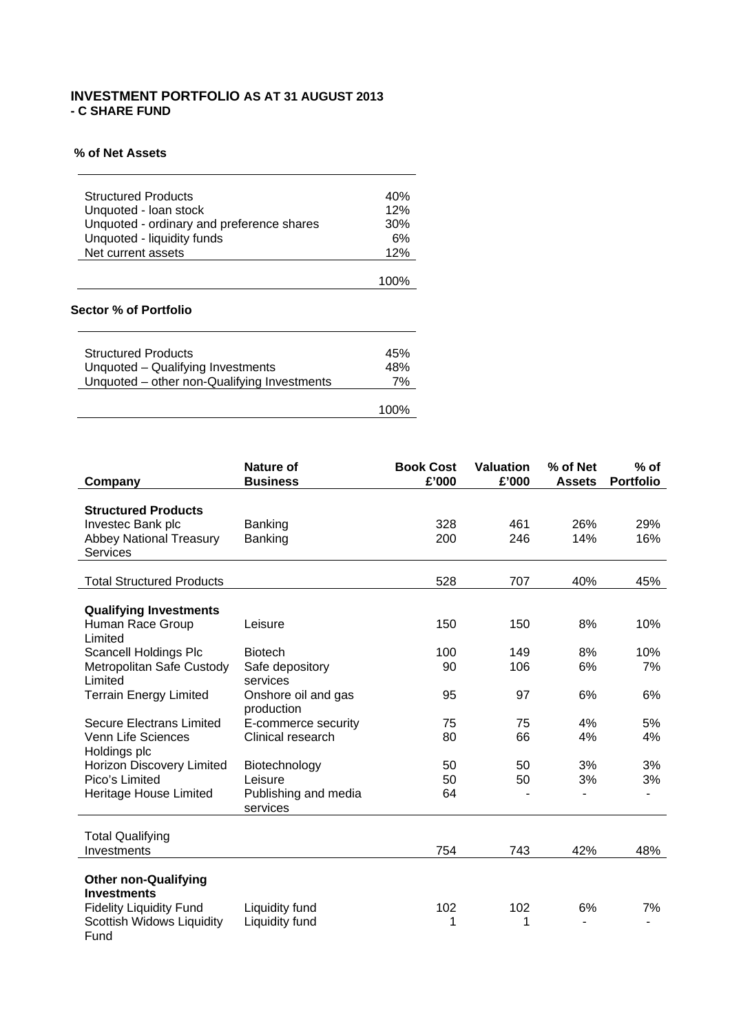## INVESTMENT PORTFOLIO AS AT 31 AUGUST 2013
## - C SHARE FUND

**% of Net Assets**

| | |
|---|---|
| Structured Products | 40% |
| Unquoted - loan stock | 12% |
| Unquoted - ordinary and preference shares | 30% |
| Unquoted - liquidity funds | 6% |
| Net current assets | 12% |
| | 100% |

**Sector % of Portfolio**

| | |
|---|---|
| Structured Products | 45% |
| Unquoted – Qualifying Investments | 48% |
| Unquoted – other non-Qualifying Investments | 7% |
| | 100% |

| Company | Nature of Business | Book Cost £'000 | Valuation £'000 | % of Net Assets | % of Portfolio |
|---|---|---|---|---|---|
| **Structured Products** | | | | | |
| Investec Bank plc | Banking | 328 | 461 | 26% | 29% |
| Abbey National Treasury Services | Banking | 200 | 246 | 14% | 16% |
| Total Structured Products | | 528 | 707 | 40% | 45% |
| **Qualifying Investments** | | | | | |
| Human Race Group Limited | Leisure | 150 | 150 | 8% | 10% |
| Scancell Holdings Plc | Biotech | 100 | 149 | 8% | 10% |
| Metropolitan Safe Custody Limited | Safe depository services | 90 | 106 | 6% | 7% |
| Terrain Energy Limited | Onshore oil and gas production | 95 | 97 | 6% | 6% |
| Secure Electrans Limited | E-commerce security | 75 | 75 | 4% | 5% |
| Venn Life Sciences Holdings plc | Clinical research | 80 | 66 | 4% | 4% |
| Horizon Discovery Limited | Biotechnology | 50 | 50 | 3% | 3% |
| Pico's Limited | Leisure | 50 | 50 | 3% | 3% |
| Heritage House Limited | Publishing and media services | 64 | - | - | - |
| Total Qualifying Investments | | 754 | 743 | 42% | 48% |
| **Other non-Qualifying Investments** | | | | | |
| Fidelity Liquidity Fund | Liquidity fund | 102 | 102 | 6% | 7% |
| Scottish Widows Liquidity Fund | Liquidity fund | 1 | 1 | - | - |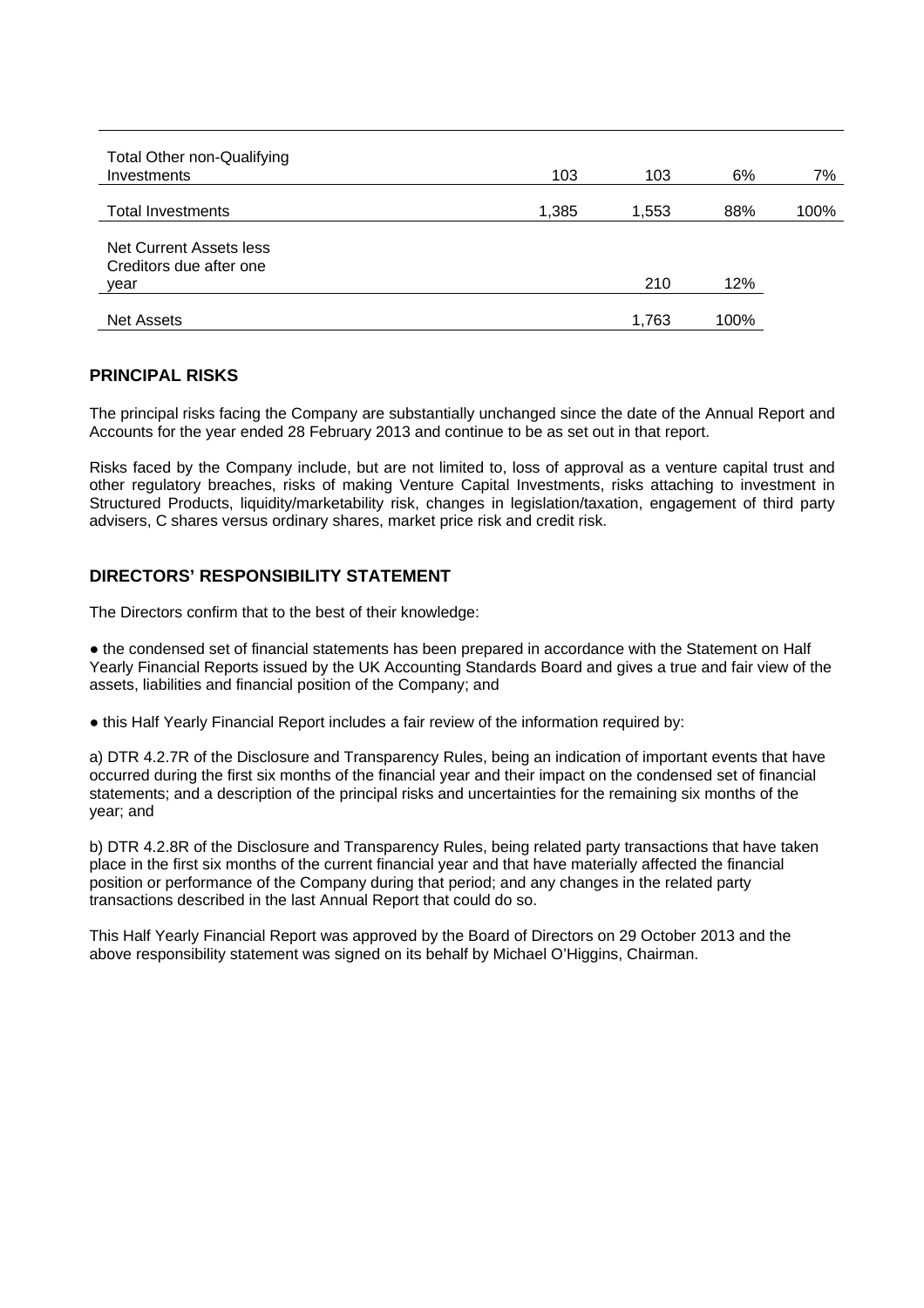| | | | | |
|---|---|---|---|---|
| Total Other non-Qualifying Investments | 103 | 103 | 6% | 7% |
| Total Investments | 1,385 | 1,553 | 88% | 100% |
| Net Current Assets less Creditors due after one year | | 210 | 12% | |
| Net Assets | | 1,763 | 100% | |

## PRINCIPAL RISKS

The principal risks facing the Company are substantially unchanged since the date of the Annual Report and Accounts for the year ended 28 February 2013 and continue to be as set out in that report.

Risks faced by the Company include, but are not limited to, loss of approval as a venture capital trust and other regulatory breaches, risks of making Venture Capital Investments, risks attaching to investment in Structured Products, liquidity/marketability risk, changes in legislation/taxation, engagement of third party advisers, C shares versus ordinary shares, market price risk and credit risk.

## DIRECTORS' RESPONSIBILITY STATEMENT

The Directors confirm that to the best of their knowledge:

● the condensed set of financial statements has been prepared in accordance with the Statement on Half Yearly Financial Reports issued by the UK Accounting Standards Board and gives a true and fair view of the assets, liabilities and financial position of the Company; and

● this Half Yearly Financial Report includes a fair review of the information required by:

a) DTR 4.2.7R of the Disclosure and Transparency Rules, being an indication of important events that have occurred during the first six months of the financial year and their impact on the condensed set of financial statements; and a description of the principal risks and uncertainties for the remaining six months of the year; and

b) DTR 4.2.8R of the Disclosure and Transparency Rules, being related party transactions that have taken place in the first six months of the current financial year and that have materially affected the financial position or performance of the Company during that period; and any changes in the related party transactions described in the last Annual Report that could do so.

This Half Yearly Financial Report was approved by the Board of Directors on 29 October 2013 and the above responsibility statement was signed on its behalf by Michael O'Higgins, Chairman.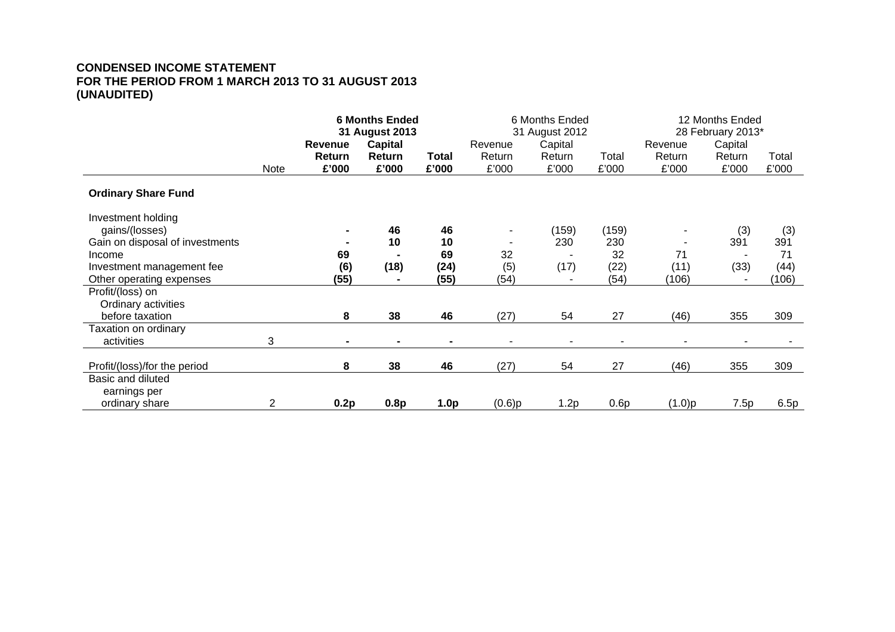**CONDENSED INCOME STATEMENT**
**FOR THE PERIOD FROM 1 MARCH 2013 TO 31 AUGUST 2013**
**(UNAUDITED)**

| | Note | **6 Months Ended 31 August 2013** | | | 6 Months Ended 31 August 2012 | | | 12 Months Ended 28 February 2013* | | |
|---|---|---|---|---|---|---|---|---|---|---|
| | | **Revenue Return £'000** | **Capital Return £'000** | **Total £'000** | Revenue Return £'000 | Capital Return £'000 | Total £'000 | Revenue Return £'000 | Capital Return £'000 | Total £'000 |
| **Ordinary Share Fund** | | | | | | | | | | |
| Investment holding gains/(losses) | | **-** | **46** | **46** | - | (159) | (159) | - | (3) | (3) |
| Gain on disposal of investments | | **-** | **10** | **10** | - | 230 | 230 | - | 391 | 391 |
| Income | | **69** | **-** | **69** | 32 | - | 32 | 71 | - | 71 |
| Investment management fee | | **(6)** | **(18)** | **(24)** | (5) | (17) | (22) | (11) | (33) | (44) |
| Other operating expenses | | **(55)** | **-** | **(55)** | (54) | - | (54) | (106) | - | (106) |
| Profit/(loss) on Ordinary activities before taxation | | **8** | **38** | **46** | (27) | 54 | 27 | (46) | 355 | 309 |
| Taxation on ordinary activities | 3 | **-** | **-** | **-** | - | - | - | - | - | - |
| Profit/(loss)/for the period | | **8** | **38** | **46** | (27) | 54 | 27 | (46) | 355 | 309 |
| Basic and diluted earnings per ordinary share | 2 | **0.2p** | **0.8p** | **1.0p** | (0.6)p | 1.2p | 0.6p | (1.0)p | 7.5p | 6.5p |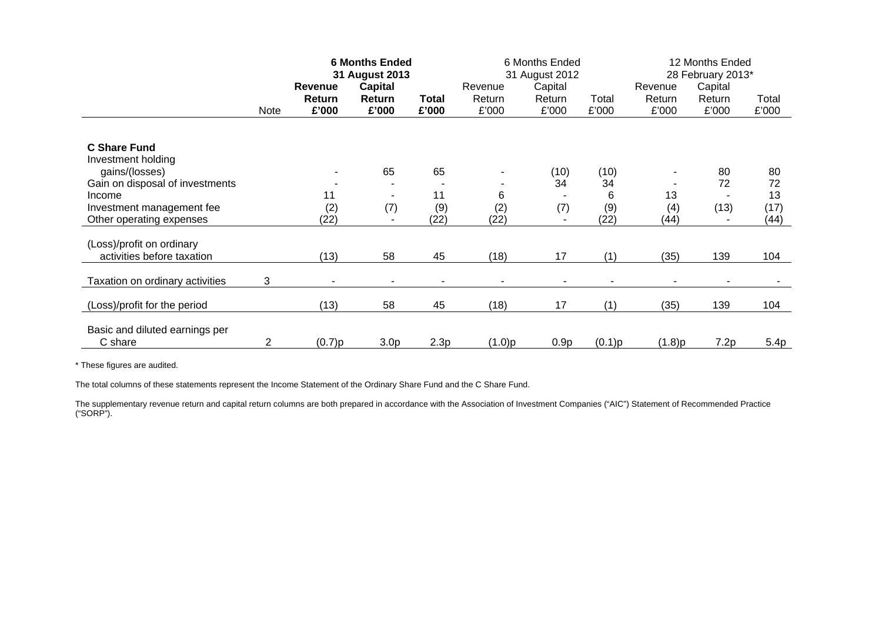| | Note | 6 Months Ended 31 August 2013 | | | 6 Months Ended 31 August 2012 | | | 12 Months Ended 28 February 2013* | | |
|---|---|---|---|---|---|---|---|---|---|---|
| | | **Revenue Return £'000** | **Capital Return £'000** | **Total £'000** | Revenue Return £'000 | Capital Return £'000 | Total £'000 | Revenue Return £'000 | Capital Return £'000 | Total £'000 |
| **C Share Fund** | | | | | | | | | | |
| Investment holding gains/(losses) | | - | 65 | 65 | - | (10) | (10) | - | 80 | 80 |
| Gain on disposal of investments | | - | - | - | - | 34 | 34 | - | 72 | 72 |
| Income | | 11 | - | 11 | 6 | - | 6 | 13 | - | 13 |
| Investment management fee | | (2) | (7) | (9) | (2) | (7) | (9) | (4) | (13) | (17) |
| Other operating expenses | | (22) | - | (22) | (22) | - | (22) | (44) | - | (44) |
| (Loss)/profit on ordinary activities before taxation | | (13) | 58 | 45 | (18) | 17 | (1) | (35) | 139 | 104 |
| Taxation on ordinary activities | 3 | - | - | - | - | - | - | - | - | - |
| (Loss)/profit for the period | | (13) | 58 | 45 | (18) | 17 | (1) | (35) | 139 | 104 |
| Basic and diluted earnings per C share | 2 | (0.7)p | 3.0p | 2.3p | (1.0)p | 0.9p | (0.1)p | (1.8)p | 7.2p | 5.4p |

\* These figures are audited.

The total columns of these statements represent the Income Statement of the Ordinary Share Fund and the C Share Fund.

The supplementary revenue return and capital return columns are both prepared in accordance with the Association of Investment Companies ("AIC") Statement of Recommended Practice ("SORP").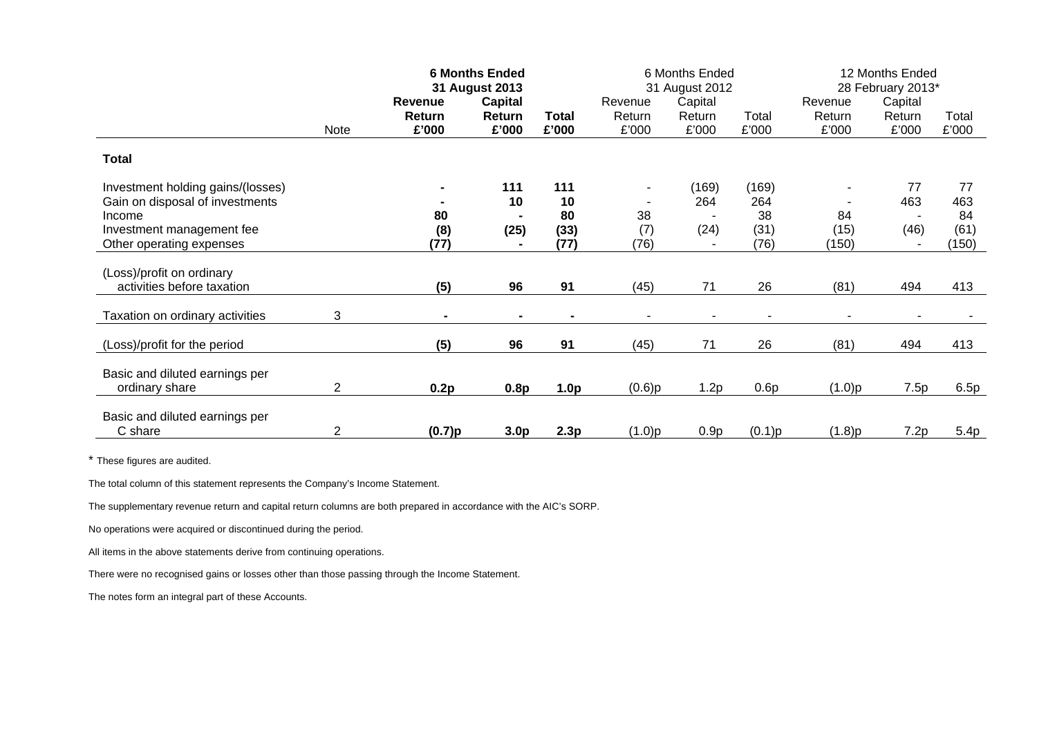| | Note | **6 Months Ended 31 August 2013** | | | 6 Months Ended 31 August 2012 | | | 12 Months Ended 28 February 2013* | | |
|---|---|---|---|---|---|---|---|---|---|---|
| | | **Revenue Return £'000** | **Capital Return £'000** | **Total £'000** | Revenue Return £'000 | Capital Return £'000 | Total £'000 | Revenue Return £'000 | Capital Return £'000 | Total £'000 |
| **Total** | | | | | | | | | | |
| Investment holding gains/(losses) | | **-** | **111** | **111** | - | (169) | (169) | - | 77 | 77 |
| Gain on disposal of investments | | **-** | **10** | **10** | - | 264 | 264 | - | 463 | 463 |
| Income | | **80** | **-** | **80** | 38 | - | 38 | 84 | - | 84 |
| Investment management fee | | **(8)** | **(25)** | **(33)** | (7) | (24) | (31) | (15) | (46) | (61) |
| Other operating expenses | | **(77)** | **-** | **(77)** | (76) | - | (76) | (150) | - | (150) |
| (Loss)/profit on ordinary activities before taxation | | **(5)** | **96** | **91** | (45) | 71 | 26 | (81) | 494 | 413 |
| Taxation on ordinary activities | 3 | **-** | **-** | **-** | - | - | - | - | - | - |
| (Loss)/profit for the period | | **(5)** | **96** | **91** | (45) | 71 | 26 | (81) | 494 | 413 |
| Basic and diluted earnings per ordinary share | 2 | **0.2p** | **0.8p** | **1.0p** | (0.6)p | 1.2p | 0.6p | (1.0)p | 7.5p | 6.5p |
| Basic and diluted earnings per C share | 2 | **(0.7)p** | **3.0p** | **2.3p** | (1.0)p | 0.9p | (0.1)p | (1.8)p | 7.2p | 5.4p |

* These figures are audited.

The total column of this statement represents the Company's Income Statement.

The supplementary revenue return and capital return columns are both prepared in accordance with the AIC's SORP.

No operations were acquired or discontinued during the period.

All items in the above statements derive from continuing operations.

There were no recognised gains or losses other than those passing through the Income Statement.

The notes form an integral part of these Accounts.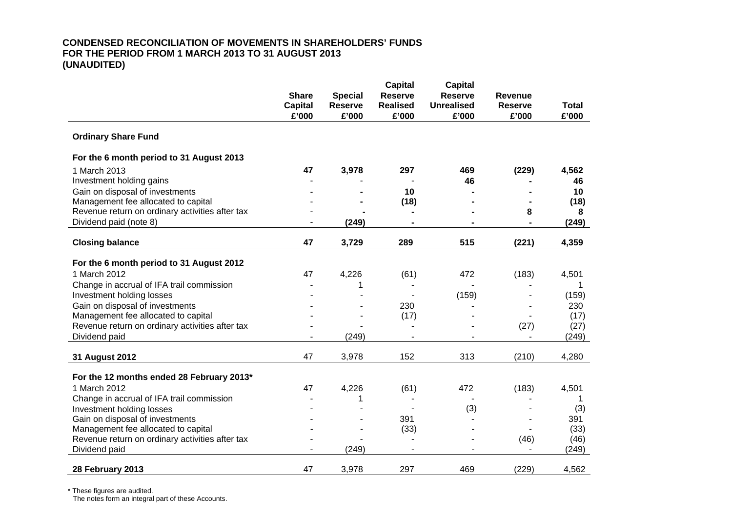**CONDENSED RECONCILIATION OF MOVEMENTS IN SHAREHOLDERS' FUNDS**
**FOR THE PERIOD FROM 1 MARCH 2013 TO 31 AUGUST 2013**
**(UNAUDITED)**

| | Share Capital £'000 | Special Reserve £'000 | Capital Reserve Realised £'000 | Capital Reserve Unrealised £'000 | Revenue Reserve £'000 | Total £'000 |
|---|---|---|---|---|---|---|
| **Ordinary Share Fund** | | | | | | |
| **For the 6 month period to 31 August 2013** | | | | | | |
| 1 March 2013 | **47** | **3,978** | **297** | **469** | **(229)** | **4,562** |
| Investment holding gains | - | - | - | **46** | **-** | **46** |
| Gain on disposal of investments | - | **-** | **10** | **-** | **-** | **10** |
| Management fee allocated to capital | - | **-** | **(18)** | **-** | **-** | **(18)** |
| Revenue return on ordinary activities after tax | - | **-** | **-** | **-** | **8** | **8** |
| Dividend paid (note 8) | - | **(249)** | **-** | **-** | **-** | **(249)** |
| **Closing balance** | **47** | **3,729** | **289** | **515** | **(221)** | **4,359** |
| **For the 6 month period to 31 August 2012** | | | | | | |
| 1 March 2012 | 47 | 4,226 | (61) | 472 | (183) | 4,501 |
| Change in accrual of IFA trail commission | - | 1 | - | - | - | 1 |
| Investment holding losses | - | - | - | (159) | - | (159) |
| Gain on disposal of investments | - | - | 230 | - | - | 230 |
| Management fee allocated to capital | - | - | (17) | - | - | (17) |
| Revenue return on ordinary activities after tax | - | - | - | - | (27) | (27) |
| Dividend paid | - | (249) | - | - | - | (249) |
| **31 August 2012** | 47 | 3,978 | 152 | 313 | (210) | 4,280 |
| **For the 12 months ended 28 February 2013*** | | | | | | |
| 1 March 2012 | 47 | 4,226 | (61) | 472 | (183) | 4,501 |
| Change in accrual of IFA trail commission | - | 1 | - | - | - | 1 |
| Investment holding losses | - | - | - | (3) | - | (3) |
| Gain on disposal of investments | - | - | 391 | - | - | 391 |
| Management fee allocated to capital | - | - | (33) | - | - | (33) |
| Revenue return on ordinary activities after tax | - | - | - | - | (46) | (46) |
| Dividend paid | - | (249) | - | - | - | (249) |
| **28 February 2013** | 47 | 3,978 | 297 | 469 | (229) | 4,562 |

\* These figures are audited.
The notes form an integral part of these Accounts.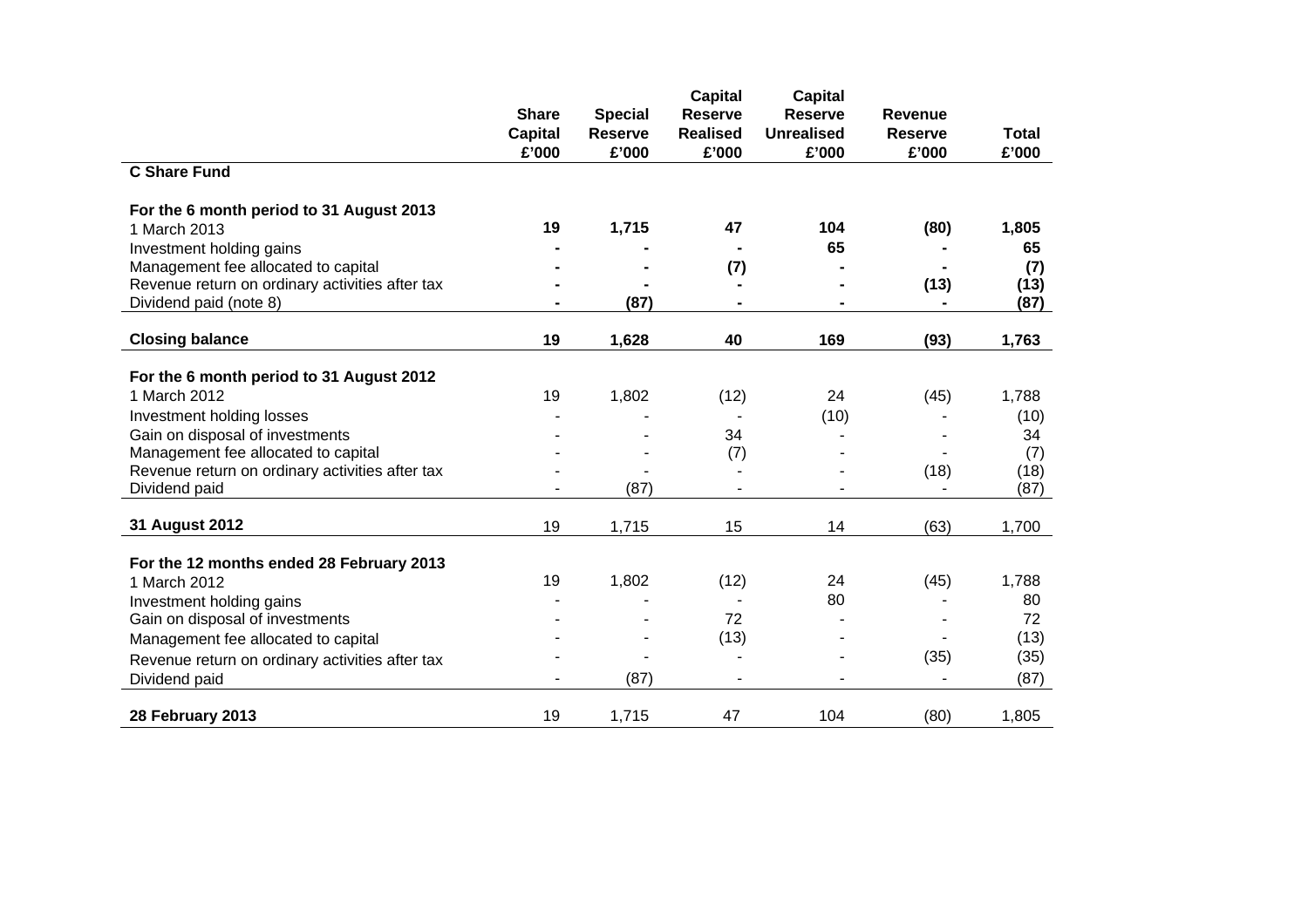| | Share Capital £'000 | Special Reserve £'000 | Capital Reserve Realised £'000 | Capital Reserve Unrealised £'000 | Revenue Reserve £'000 | Total £'000 |
|---|---|---|---|---|---|---|
| **C Share Fund** | | | | | | |
| **For the 6 month period to 31 August 2013** | | | | | | |
| 1 March 2013 | **19** | **1,715** | **47** | **104** | **(80)** | **1,805** |
| Investment holding gains | **-** | **-** | **-** | **65** | **-** | **65** |
| Management fee allocated to capital | **-** | **-** | **(7)** | **-** | **-** | **(7)** |
| Revenue return on ordinary activities after tax | **-** | **-** | **-** | **-** | **(13)** | **(13)** |
| Dividend paid (note 8) | **-** | **(87)** | **-** | **-** | **-** | **(87)** |
| **Closing balance** | **19** | **1,628** | **40** | **169** | **(93)** | **1,763** |
| **For the 6 month period to 31 August 2012** | | | | | | |
| 1 March 2012 | 19 | 1,802 | (12) | 24 | (45) | 1,788 |
| Investment holding losses | - | - | - | (10) | - | (10) |
| Gain on disposal of investments | - | - | 34 | - | - | 34 |
| Management fee allocated to capital | - | - | (7) | - | - | (7) |
| Revenue return on ordinary activities after tax | - | - | - | - | (18) | (18) |
| Dividend paid | - | (87) | - | - | - | (87) |
| **31 August 2012** | 19 | 1,715 | 15 | 14 | (63) | 1,700 |
| **For the 12 months ended 28 February 2013** | | | | | | |
| 1 March 2012 | 19 | 1,802 | (12) | 24 | (45) | 1,788 |
| Investment holding gains | - | - | - | 80 | - | 80 |
| Gain on disposal of investments | - | - | 72 | - | - | 72 |
| Management fee allocated to capital | - | - | (13) | - | - | (13) |
| Revenue return on ordinary activities after tax | - | - | - | - | (35) | (35) |
| Dividend paid | - | (87) | - | - | - | (87) |
| **28 February 2013** | 19 | 1,715 | 47 | 104 | (80) | 1,805 |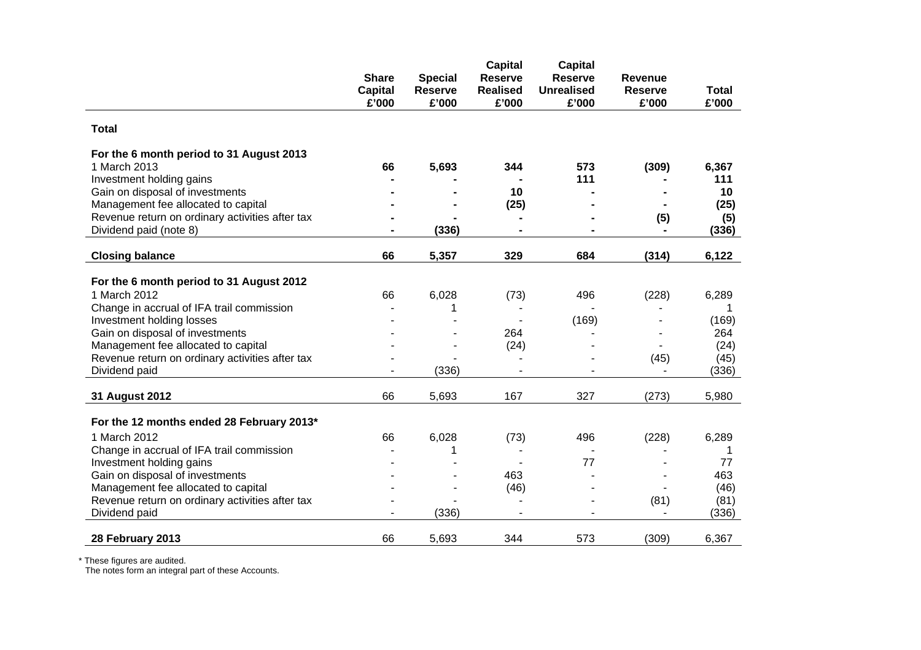| | Share Capital £'000 | Special Reserve £'000 | Capital Reserve Realised £'000 | Capital Reserve Unrealised £'000 | Revenue Reserve £'000 | Total £'000 |
|---|---|---|---|---|---|---|
| **Total** | | | | | | |
| **For the 6 month period to 31 August 2013** | | | | | | |
| 1 March 2013 | **66** | **5,693** | **344** | **573** | **(309)** | **6,367** |
| Investment holding gains | **-** | **-** | **-** | **111** | **-** | **111** |
| Gain on disposal of investments | **-** | **-** | **10** | **-** | **-** | **10** |
| Management fee allocated to capital | **-** | **-** | **(25)** | **-** | **-** | **(25)** |
| Revenue return on ordinary activities after tax | **-** | **-** | **-** | **-** | **(5)** | **(5)** |
| Dividend paid (note 8) | **-** | **(336)** | **-** | **-** | **-** | **(336)** |
| **Closing balance** | **66** | **5,357** | **329** | **684** | **(314)** | **6,122** |
| **For the 6 month period to 31 August 2012** | | | | | | |
| 1 March 2012 | 66 | 6,028 | (73) | 496 | (228) | 6,289 |
| Change in accrual of IFA trail commission | - | 1 | - | - | - | 1 |
| Investment holding losses | - | - | - | (169) | - | (169) |
| Gain on disposal of investments | - | - | 264 | - | - | 264 |
| Management fee allocated to capital | - | - | (24) | - | - | (24) |
| Revenue return on ordinary activities after tax | - | - | - | - | (45) | (45) |
| Dividend paid | - | (336) | - | - | - | (336) |
| **31 August 2012** | 66 | 5,693 | 167 | 327 | (273) | 5,980 |
| **For the 12 months ended 28 February 2013*** | | | | | | |
| 1 March 2012 | 66 | 6,028 | (73) | 496 | (228) | 6,289 |
| Change in accrual of IFA trail commission | - | 1 | - | - | - | 1 |
| Investment holding gains | - | - | - | 77 | - | 77 |
| Gain on disposal of investments | - | - | 463 | - | - | 463 |
| Management fee allocated to capital | - | - | (46) | - | - | (46) |
| Revenue return on ordinary activities after tax | - | - | - | - | (81) | (81) |
| Dividend paid | - | (336) | - | - | - | (336) |
| **28 February 2013** | 66 | 5,693 | 344 | 573 | (309) | 6,367 |

* These figures are audited.
The notes form an integral part of these Accounts.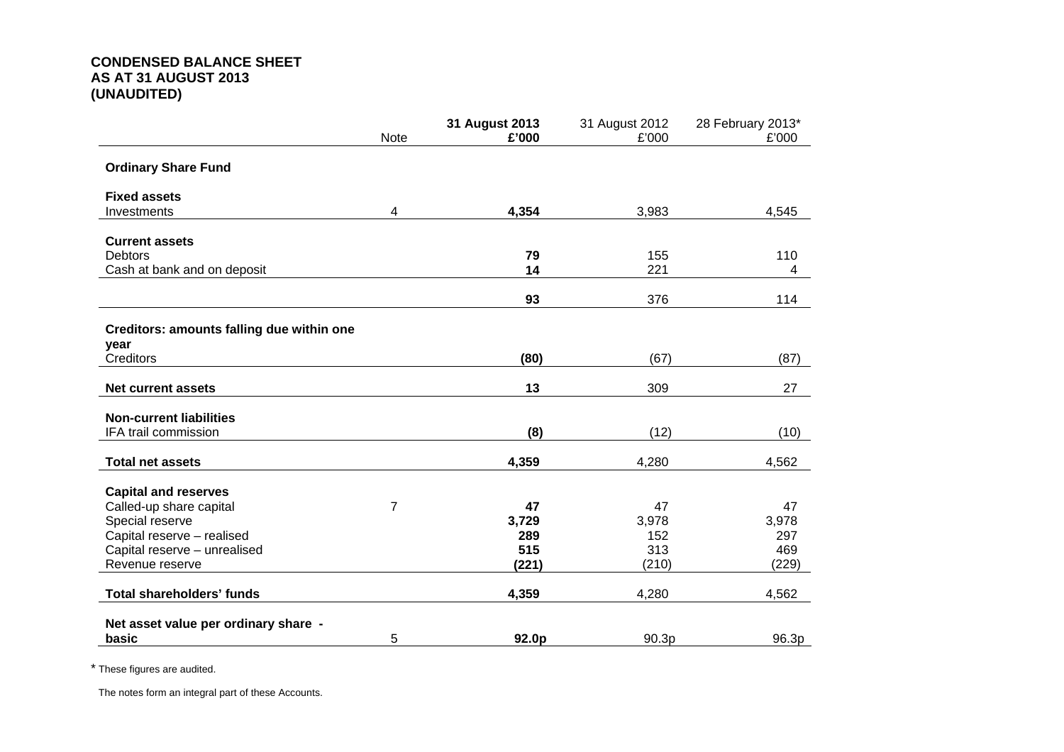**CONDENSED BALANCE SHEET**
**AS AT 31 AUGUST 2013**
**(UNAUDITED)**

| | Note | **31 August 2013** **£'000** | 31 August 2012 £'000 | 28 February 2013* £'000 |
|---|---|---|---|---|
| **Ordinary Share Fund** | | | | |
| **Fixed assets** | | | | |
| Investments | 4 | **4,354** | 3,983 | 4,545 |
| **Current assets** | | | | |
| Debtors | | **79** | 155 | 110 |
| Cash at bank and on deposit | | **14** | 221 | 4 |
| | | **93** | 376 | 114 |
| **Creditors: amounts falling due within one year** | | | | |
| Creditors | | **(80)** | (67) | (87) |
| **Net current assets** | | **13** | 309 | 27 |
| **Non-current liabilities** | | | | |
| IFA trail commission | | **(8)** | (12) | (10) |
| **Total net assets** | | **4,359** | 4,280 | 4,562 |
| **Capital and reserves** | | | | |
| Called-up share capital | 7 | **47** | 47 | 47 |
| Special reserve | | **3,729** | 3,978 | 3,978 |
| Capital reserve – realised | | **289** | 152 | 297 |
| Capital reserve – unrealised | | **515** | 313 | 469 |
| Revenue reserve | | **(221)** | (210) | (229) |
| **Total shareholders' funds** | | **4,359** | 4,280 | 4,562 |
| **Net asset value per ordinary share - basic** | 5 | **92.0p** | 90.3p | 96.3p |

\* These figures are audited.

The notes form an integral part of these Accounts.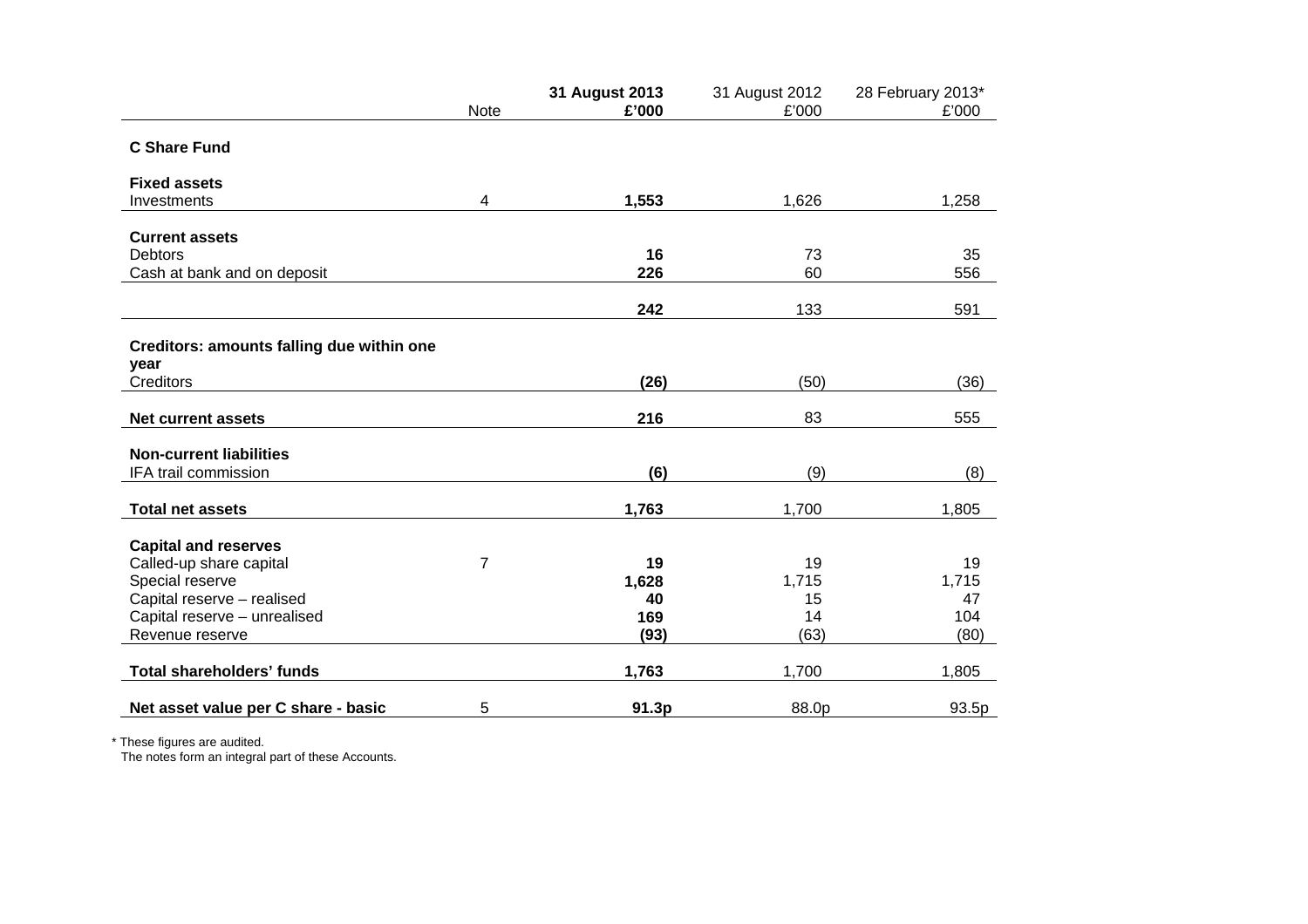| | Note | **31 August 2013 £'000** | 31 August 2012 £'000 | 28 February 2013* £'000 |
|---|---|---|---|---|
| **C Share Fund** | | | | |
| **Fixed assets** | | | | |
| Investments | 4 | **1,553** | 1,626 | 1,258 |
| **Current assets** | | | | |
| Debtors | | **16** | 73 | 35 |
| Cash at bank and on deposit | | **226** | 60 | 556 |
| | | **242** | 133 | 591 |
| **Creditors: amounts falling due within one year** | | | | |
| Creditors | | **(26)** | (50) | (36) |
| **Net current assets** | | **216** | 83 | 555 |
| **Non-current liabilities** | | | | |
| IFA trail commission | | **(6)** | (9) | (8) |
| **Total net assets** | | **1,763** | 1,700 | 1,805 |
| **Capital and reserves** | | | | |
| Called-up share capital | 7 | **19** | 19 | 19 |
| Special reserve | | **1,628** | 1,715 | 1,715 |
| Capital reserve – realised | | **40** | 15 | 47 |
| Capital reserve – unrealised | | **169** | 14 | 104 |
| Revenue reserve | | **(93)** | (63) | (80) |
| **Total shareholders' funds** | | **1,763** | 1,700 | 1,805 |
| **Net asset value per C share - basic** | 5 | **91.3p** | 88.0p | 93.5p |

\* These figures are audited.

The notes form an integral part of these Accounts.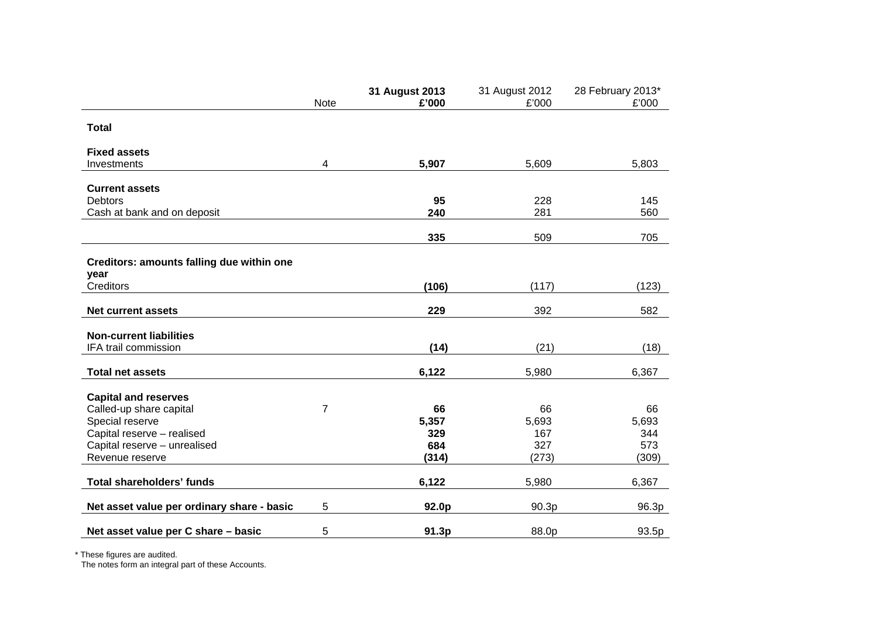| | Note | **31 August 2013 £'000** | 31 August 2012 £'000 | 28 February 2013* £'000 |
|---|---|---|---|---|
| **Total** | | | | |
| **Fixed assets** | | | | |
| Investments | 4 | **5,907** | 5,609 | 5,803 |
| **Current assets** | | | | |
| Debtors | | **95** | 228 | 145 |
| Cash at bank and on deposit | | **240** | 281 | 560 |
| | | **335** | 509 | 705 |
| **Creditors: amounts falling due within one year** | | | | |
| Creditors | | **(106)** | (117) | (123) |
| **Net current assets** | | **229** | 392 | 582 |
| **Non-current liabilities** | | | | |
| IFA trail commission | | **(14)** | (21) | (18) |
| **Total net assets** | | **6,122** | 5,980 | 6,367 |
| **Capital and reserves** | | | | |
| Called-up share capital | 7 | **66** | 66 | 66 |
| Special reserve | | **5,357** | 5,693 | 5,693 |
| Capital reserve – realised | | **329** | 167 | 344 |
| Capital reserve – unrealised | | **684** | 327 | 573 |
| Revenue reserve | | **(314)** | (273) | (309) |
| **Total shareholders' funds** | | **6,122** | 5,980 | 6,367 |
| **Net asset value per ordinary share - basic** | 5 | **92.0p** | 90.3p | 96.3p |
| **Net asset value per C share – basic** | 5 | **91.3p** | 88.0p | 93.5p |

* These figures are audited.

The notes form an integral part of these Accounts.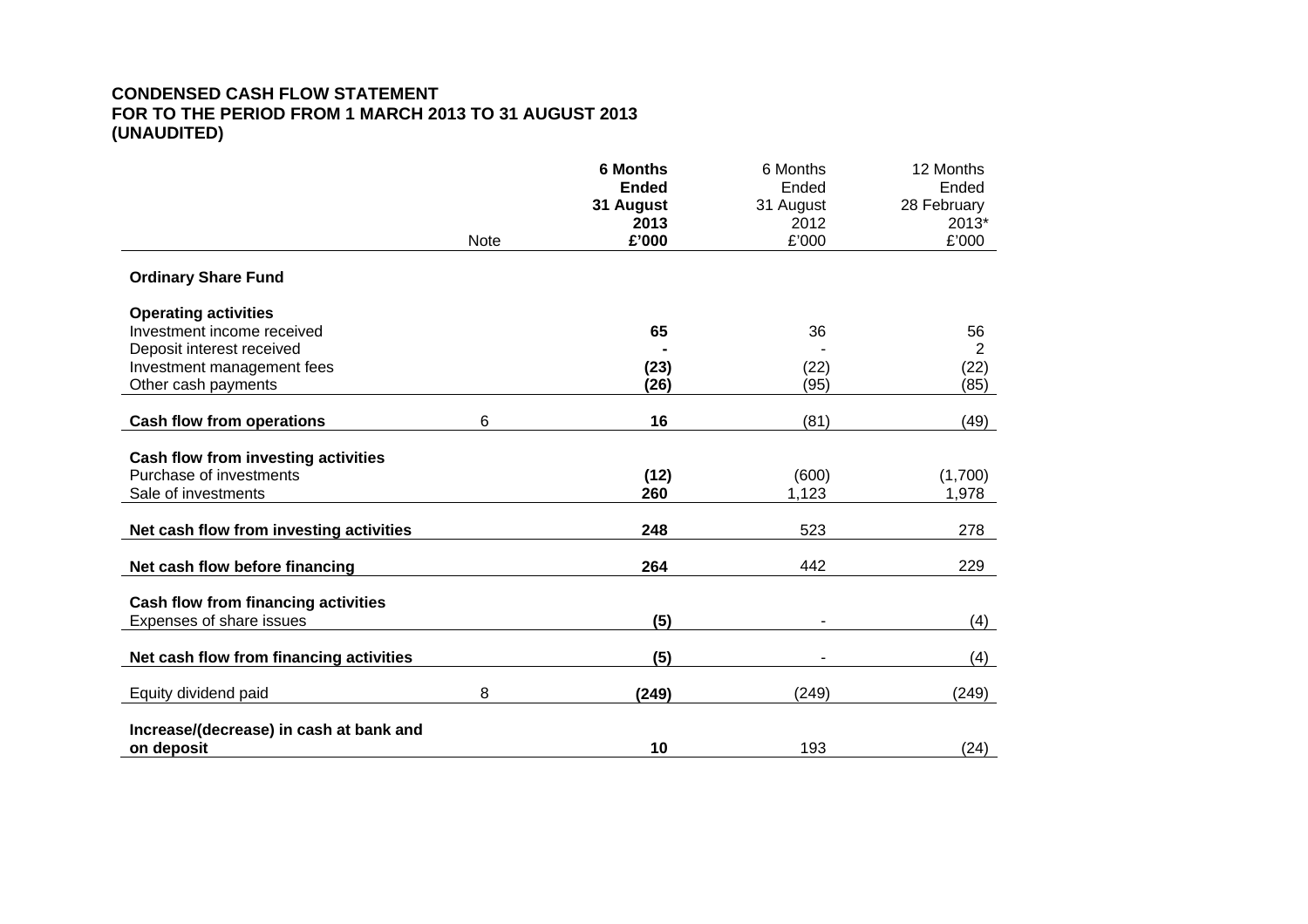## CONDENSED CASH FLOW STATEMENT
## FOR TO THE PERIOD FROM 1 MARCH 2013 TO 31 AUGUST 2013
## (UNAUDITED)

| | Note | **6 Months Ended 31 August 2013 £'000** | 6 Months Ended 31 August 2012 £'000 | 12 Months Ended 28 February 2013* £'000 |
|---|---|---|---|---|
| **Ordinary Share Fund** | | | | |
| **Operating activities** | | | | |
| Investment income received | | **65** | 36 | 56 |
| Deposit interest received | | **-** | - | 2 |
| Investment management fees | | **(23)** | (22) | (22) |
| Other cash payments | | **(26)** | (95) | (85) |
| **Cash flow from operations** | 6 | **16** | (81) | (49) |
| **Cash flow from investing activities** | | | | |
| Purchase of investments | | **(12)** | (600) | (1,700) |
| Sale of investments | | **260** | 1,123 | 1,978 |
| **Net cash flow from investing activities** | | **248** | 523 | 278 |
| **Net cash flow before financing** | | **264** | 442 | 229 |
| **Cash flow from financing activities** | | | | |
| Expenses of share issues | | **(5)** | - | (4) |
| **Net cash flow from financing activities** | | **(5)** | - | (4) |
| Equity dividend paid | 8 | **(249)** | (249) | (249) |
| **Increase/(decrease) in cash at bank and on deposit** | | **10** | 193 | (24) |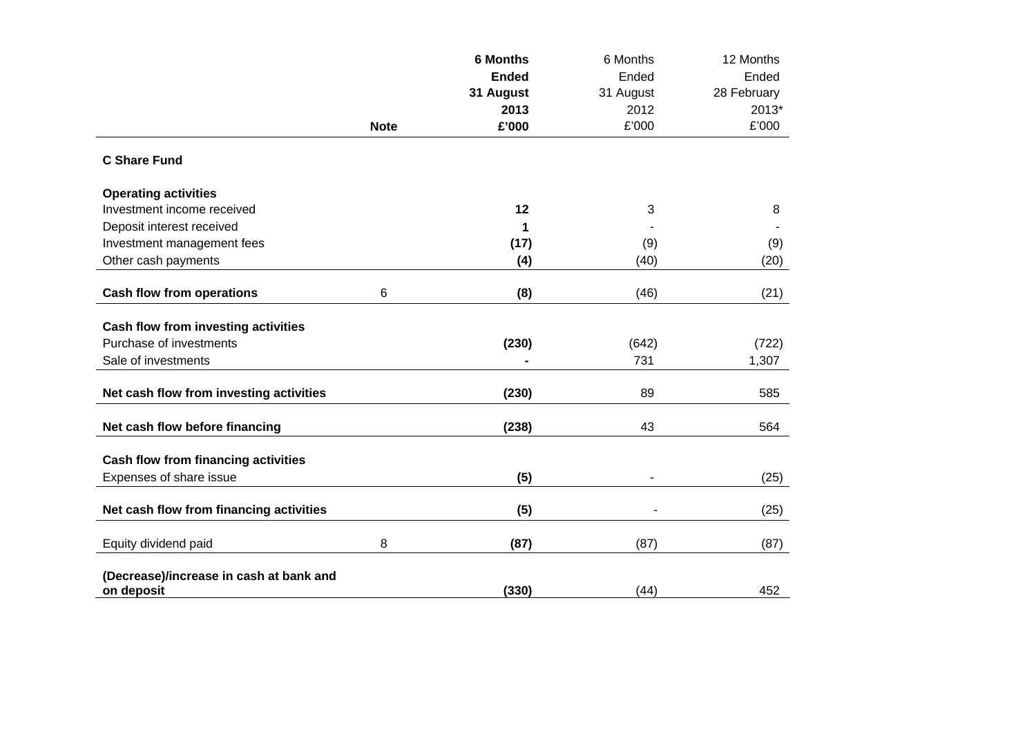| | Note | **6 Months Ended 31 August 2013 £'000** | 6 Months Ended 31 August 2012 £'000 | 12 Months Ended 28 February 2013* £'000 |
|---|---|---|---|---|
| **C Share Fund** | | | | |
| **Operating activities** | | | | |
| Investment income received | | **12** | 3 | 8 |
| Deposit interest received | | **1** | - | - |
| Investment management fees | | **(17)** | (9) | (9) |
| Other cash payments | | **(4)** | (40) | (20) |
| **Cash flow from operations** | 6 | **(8)** | (46) | (21) |
| **Cash flow from investing activities** | | | | |
| Purchase of investments | | **(230)** | (642) | (722) |
| Sale of investments | | **-** | 731 | 1,307 |
| **Net cash flow from investing activities** | | **(230)** | 89 | 585 |
| **Net cash flow before financing** | | **(238)** | 43 | 564 |
| **Cash flow from financing activities** | | | | |
| Expenses of share issue | | **(5)** | - | (25) |
| **Net cash flow from financing activities** | | **(5)** | - | (25) |
| Equity dividend paid | 8 | **(87)** | (87) | (87) |
| **(Decrease)/increase in cash at bank and on deposit** | | **(330)** | (44) | 452 |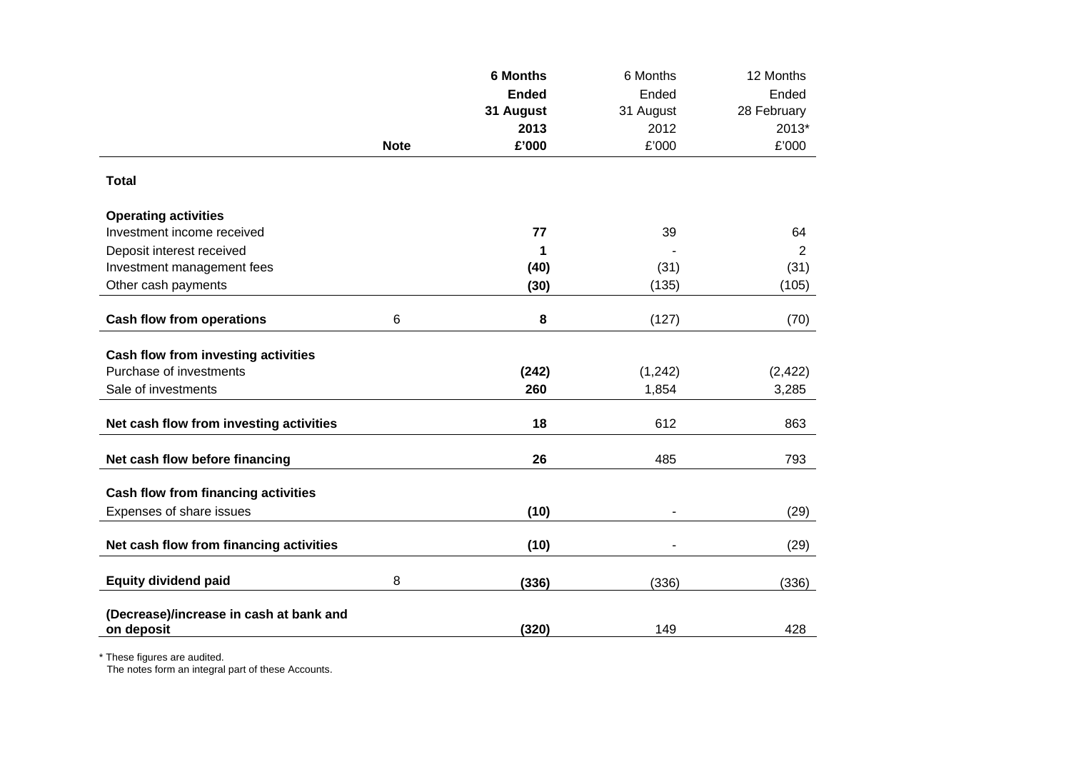| | Note | **6 Months Ended 31 August 2013 £'000** | 6 Months Ended 31 August 2012 £'000 | 12 Months Ended 28 February 2013* £'000 |
|---|---|---|---|---|
| **Total** | | | | |
| **Operating activities** | | | | |
| Investment income received | | **77** | 39 | 64 |
| Deposit interest received | | **1** | - | 2 |
| Investment management fees | | **(40)** | (31) | (31) |
| Other cash payments | | **(30)** | (135) | (105) |
| **Cash flow from operations** | 6 | **8** | (127) | (70) |
| **Cash flow from investing activities** | | | | |
| Purchase of investments | | **(242)** | (1,242) | (2,422) |
| Sale of investments | | **260** | 1,854 | 3,285 |
| **Net cash flow from investing activities** | | **18** | 612 | 863 |
| **Net cash flow before financing** | | **26** | 485 | 793 |
| **Cash flow from financing activities** | | | | |
| Expenses of share issues | | **(10)** | - | (29) |
| **Net cash flow from financing activities** | | **(10)** | - | (29) |
| **Equity dividend paid** | 8 | **(336)** | (336) | (336) |
| **(Decrease)/increase in cash at bank and on deposit** | | **(320)** | 149 | 428 |

\* These figures are audited.

The notes form an integral part of these Accounts.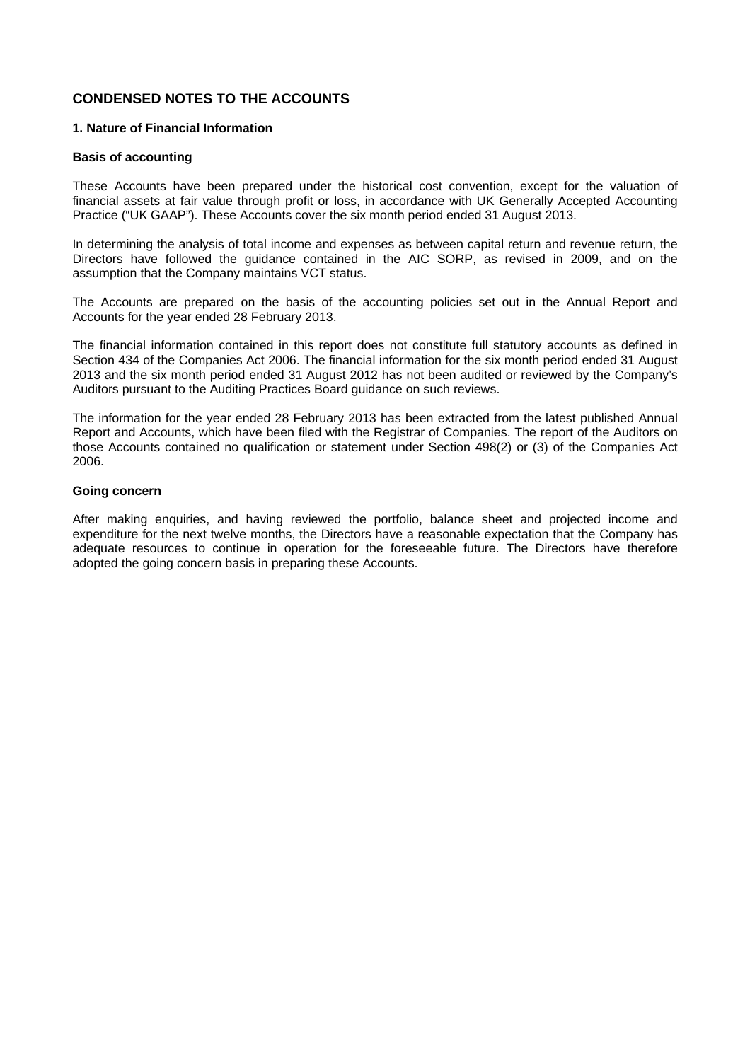## CONDENSED NOTES TO THE ACCOUNTS

### 1. Nature of Financial Information

#### Basis of accounting

These Accounts have been prepared under the historical cost convention, except for the valuation of financial assets at fair value through profit or loss, in accordance with UK Generally Accepted Accounting Practice ("UK GAAP"). These Accounts cover the six month period ended 31 August 2013.

In determining the analysis of total income and expenses as between capital return and revenue return, the Directors have followed the guidance contained in the AIC SORP, as revised in 2009, and on the assumption that the Company maintains VCT status.

The Accounts are prepared on the basis of the accounting policies set out in the Annual Report and Accounts for the year ended 28 February 2013.

The financial information contained in this report does not constitute full statutory accounts as defined in Section 434 of the Companies Act 2006. The financial information for the six month period ended 31 August 2013 and the six month period ended 31 August 2012 has not been audited or reviewed by the Company's Auditors pursuant to the Auditing Practices Board guidance on such reviews.

The information for the year ended 28 February 2013 has been extracted from the latest published Annual Report and Accounts, which have been filed with the Registrar of Companies. The report of the Auditors on those Accounts contained no qualification or statement under Section 498(2) or (3) of the Companies Act 2006.

#### Going concern

After making enquiries, and having reviewed the portfolio, balance sheet and projected income and expenditure for the next twelve months, the Directors have a reasonable expectation that the Company has adequate resources to continue in operation for the foreseeable future. The Directors have therefore adopted the going concern basis in preparing these Accounts.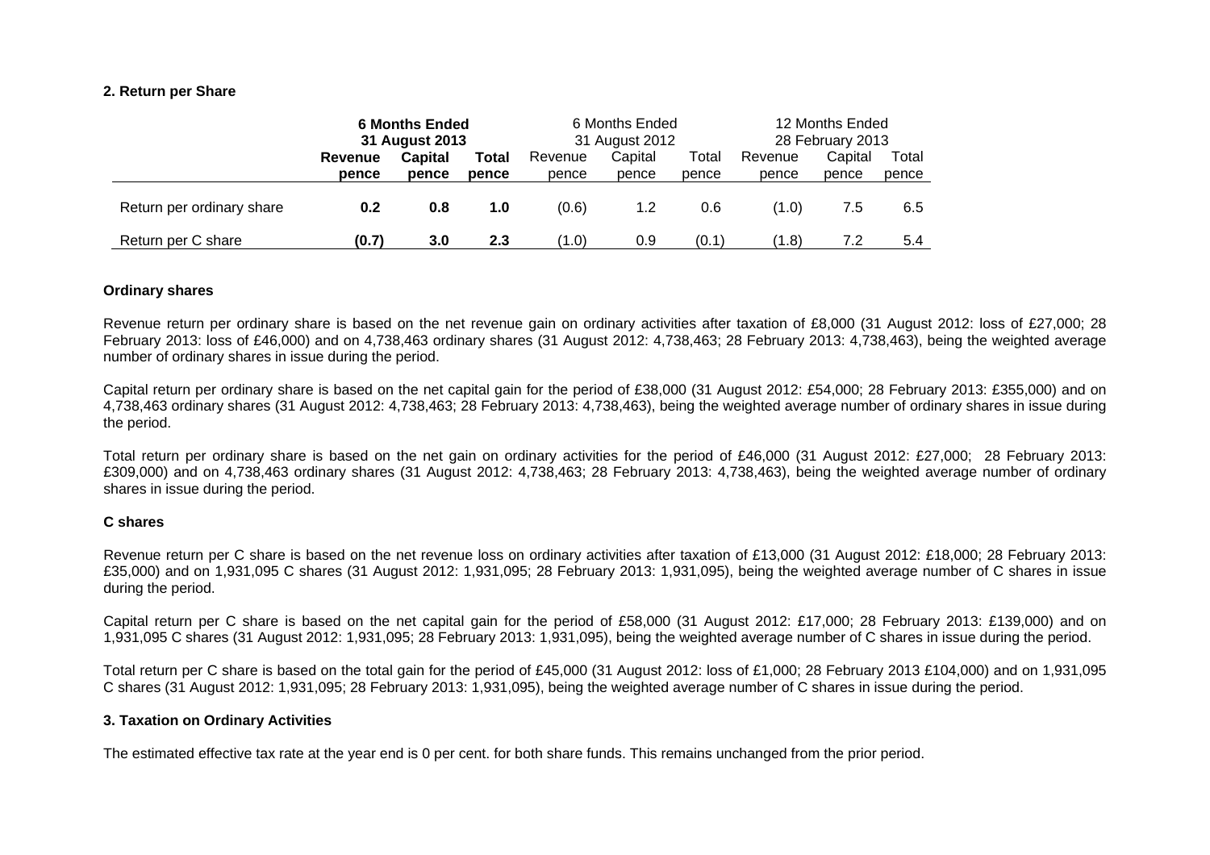## 2. Return per Share

| | **6 Months Ended 31 August 2013** | | | 6 Months Ended 31 August 2012 | | | 12 Months Ended 28 February 2013 | | |
|---|---|---|---|---|---|---|---|---|---|
| | **Revenue pence** | **Capital pence** | **Total pence** | Revenue pence | Capital pence | Total pence | Revenue pence | Capital pence | Total pence |
| Return per ordinary share | **0.2** | **0.8** | **1.0** | (0.6) | 1.2 | 0.6 | (1.0) | 7.5 | 6.5 |
| Return per C share | **(0.7)** | **3.0** | **2.3** | (1.0) | 0.9 | (0.1) | (1.8) | 7.2 | 5.4 |

### Ordinary shares

Revenue return per ordinary share is based on the net revenue gain on ordinary activities after taxation of £8,000 (31 August 2012: loss of £27,000; 28 February 2013: loss of £46,000) and on 4,738,463 ordinary shares (31 August 2012: 4,738,463; 28 February 2013: 4,738,463), being the weighted average number of ordinary shares in issue during the period.

Capital return per ordinary share is based on the net capital gain for the period of £38,000 (31 August 2012: £54,000; 28 February 2013: £355,000) and on 4,738,463 ordinary shares (31 August 2012: 4,738,463; 28 February 2013: 4,738,463), being the weighted average number of ordinary shares in issue during the period.

Total return per ordinary share is based on the net gain on ordinary activities for the period of £46,000 (31 August 2012: £27,000; 28 February 2013: £309,000) and on 4,738,463 ordinary shares (31 August 2012: 4,738,463; 28 February 2013: 4,738,463), being the weighted average number of ordinary shares in issue during the period.

### C shares

Revenue return per C share is based on the net revenue loss on ordinary activities after taxation of £13,000 (31 August 2012: £18,000; 28 February 2013: £35,000) and on 1,931,095 C shares (31 August 2012: 1,931,095; 28 February 2013: 1,931,095), being the weighted average number of C shares in issue during the period.

Capital return per C share is based on the net capital gain for the period of £58,000 (31 August 2012: £17,000; 28 February 2013: £139,000) and on 1,931,095 C shares (31 August 2012: 1,931,095; 28 February 2013: 1,931,095), being the weighted average number of C shares in issue during the period.

Total return per C share is based on the total gain for the period of £45,000 (31 August 2012: loss of £1,000; 28 February 2013 £104,000) and on 1,931,095 C shares (31 August 2012: 1,931,095; 28 February 2013: 1,931,095), being the weighted average number of C shares in issue during the period.

## 3. Taxation on Ordinary Activities

The estimated effective tax rate at the year end is 0 per cent. for both share funds. This remains unchanged from the prior period.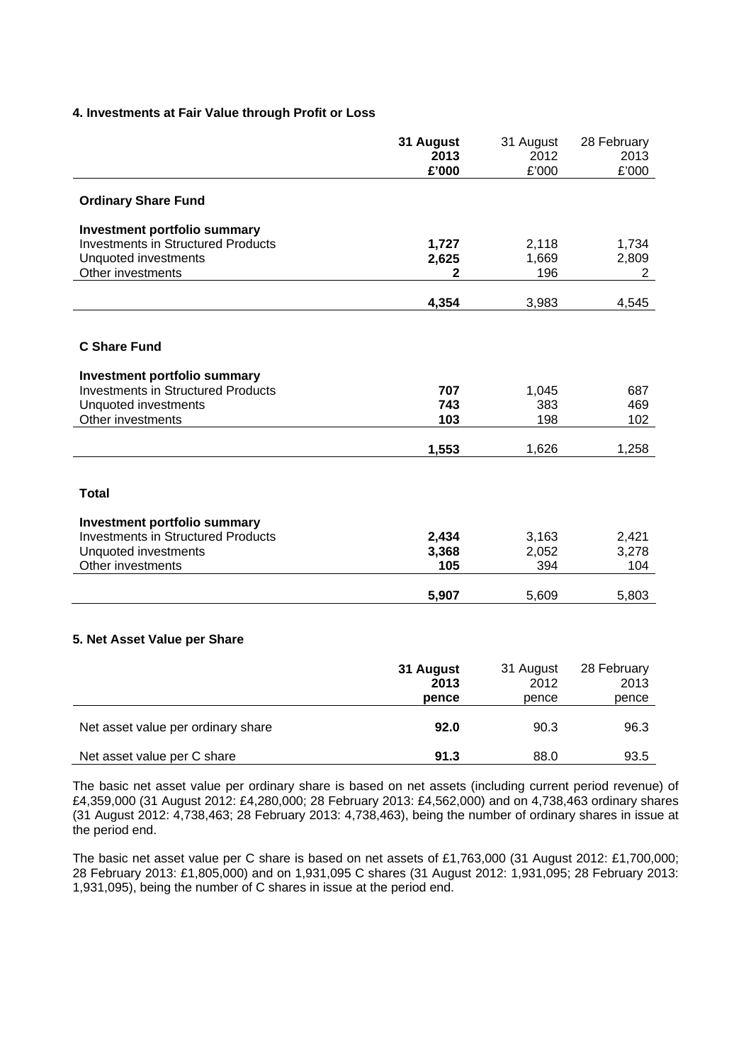### 4. Investments at Fair Value through Profit or Loss

| | **31 August 2013 £'000** | 31 August 2012 £'000 | 28 February 2013 £'000 |
|---|---|---|---|
| **Ordinary Share Fund** | | | |
| **Investment portfolio summary** | | | |
| Investments in Structured Products | **1,727** | 2,118 | 1,734 |
| Unquoted investments | **2,625** | 1,669 | 2,809 |
| Other investments | **2** | 196 | 2 |
| | **4,354** | 3,983 | 4,545 |
| **C Share Fund** | | | |
| **Investment portfolio summary** | | | |
| Investments in Structured Products | **707** | 1,045 | 687 |
| Unquoted investments | **743** | 383 | 469 |
| Other investments | **103** | 198 | 102 |
| | **1,553** | 1,626 | 1,258 |
| **Total** | | | |
| **Investment portfolio summary** | | | |
| Investments in Structured Products | **2,434** | 3,163 | 2,421 |
| Unquoted investments | **3,368** | 2,052 | 3,278 |
| Other investments | **105** | 394 | 104 |
| | **5,907** | 5,609 | 5,803 |

### 5. Net Asset Value per Share

| | **31 August 2013 pence** | 31 August 2012 pence | 28 February 2013 pence |
|---|---|---|---|
| Net asset value per ordinary share | **92.0** | 90.3 | 96.3 |
| Net asset value per C share | **91.3** | 88.0 | 93.5 |

The basic net asset value per ordinary share is based on net assets (including current period revenue) of £4,359,000 (31 August 2012: £4,280,000; 28 February 2013: £4,562,000) and on 4,738,463 ordinary shares (31 August 2012: 4,738,463; 28 February 2013: 4,738,463), being the number of ordinary shares in issue at the period end.

The basic net asset value per C share is based on net assets of £1,763,000 (31 August 2012: £1,700,000; 28 February 2013: £1,805,000) and on 1,931,095 C shares (31 August 2012: 1,931,095; 28 February 2013: 1,931,095), being the number of C shares in issue at the period end.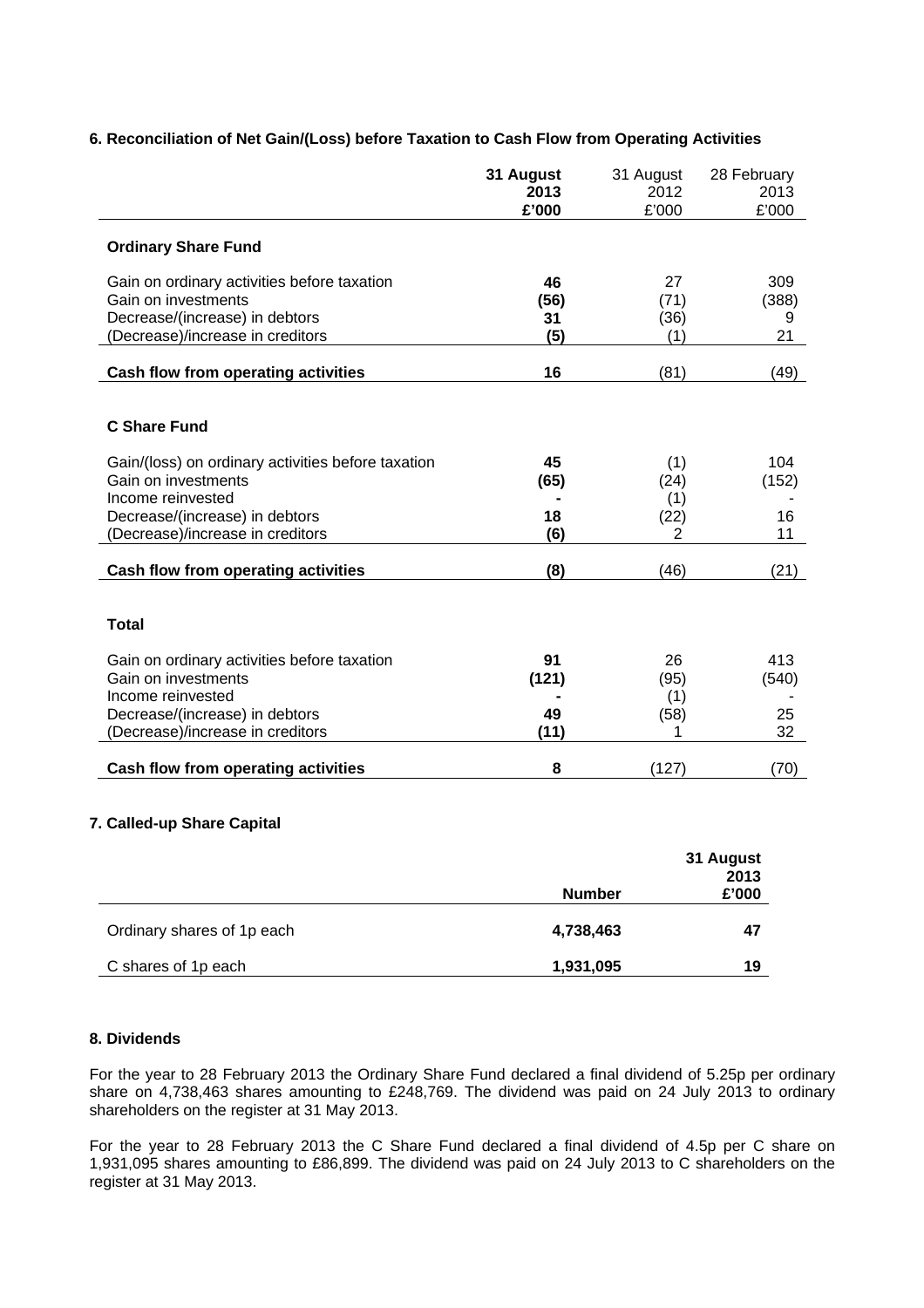### 6. Reconciliation of Net Gain/(Loss) before Taxation to Cash Flow from Operating Activities

| | **31 August 2013 £'000** | 31 August 2012 £'000 | 28 February 2013 £'000 |
|---|---|---|---|
| **Ordinary Share Fund** | | | |
| Gain on ordinary activities before taxation | **46** | 27 | 309 |
| Gain on investments | **(56)** | (71) | (388) |
| Decrease/(increase) in debtors | **31** | (36) | 9 |
| (Decrease)/increase in creditors | **(5)** | (1) | 21 |
| **Cash flow from operating activities** | **16** | (81) | (49) |
| **C Share Fund** | | | |
| Gain/(loss) on ordinary activities before taxation | **45** | (1) | 104 |
| Gain on investments | **(65)** | (24) | (152) |
| Income reinvested | **-** | (1) | - |
| Decrease/(increase) in debtors | **18** | (22) | 16 |
| (Decrease)/increase in creditors | **(6)** | 2 | 11 |
| **Cash flow from operating activities** | **(8)** | (46) | (21) |
| **Total** | | | |
| Gain on ordinary activities before taxation | **91** | 26 | 413 |
| Gain on investments | **(121)** | (95) | (540) |
| Income reinvested | **-** | (1) | - |
| Decrease/(increase) in debtors | **49** | (58) | 25 |
| (Decrease)/increase in creditors | **(11)** | 1 | 32 |
| **Cash flow from operating activities** | **8** | (127) | (70) |

### 7. Called-up Share Capital

| | **Number** | **31 August 2013 £'000** |
|---|---|---|
| Ordinary shares of 1p each | **4,738,463** | **47** |
| C shares of 1p each | **1,931,095** | **19** |

### 8. Dividends

For the year to 28 February 2013 the Ordinary Share Fund declared a final dividend of 5.25p per ordinary share on 4,738,463 shares amounting to £248,769. The dividend was paid on 24 July 2013 to ordinary shareholders on the register at 31 May 2013.

For the year to 28 February 2013 the C Share Fund declared a final dividend of 4.5p per C share on 1,931,095 shares amounting to £86,899. The dividend was paid on 24 July 2013 to C shareholders on the register at 31 May 2013.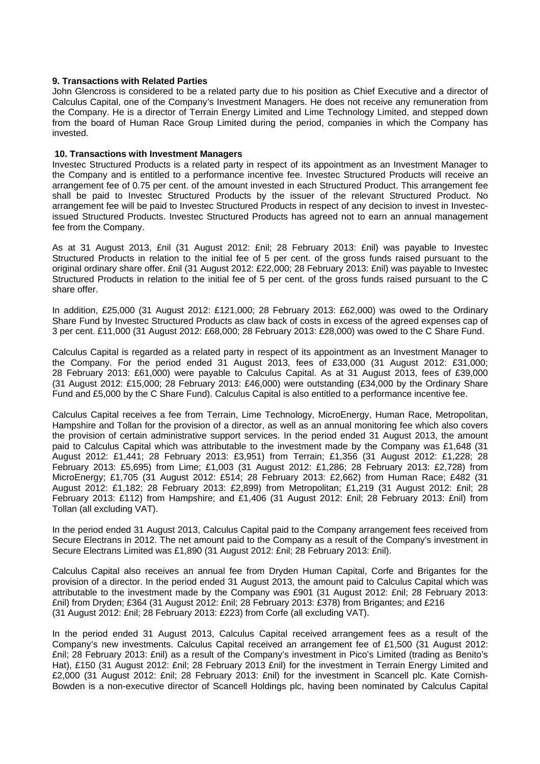**9. Transactions with Related Parties**

John Glencross is considered to be a related party due to his position as Chief Executive and a director of Calculus Capital, one of the Company's Investment Managers. He does not receive any remuneration from the Company. He is a director of Terrain Energy Limited and Lime Technology Limited, and stepped down from the board of Human Race Group Limited during the period, companies in which the Company has invested.

**10. Transactions with Investment Managers**

Investec Structured Products is a related party in respect of its appointment as an Investment Manager to the Company and is entitled to a performance incentive fee. Investec Structured Products will receive an arrangement fee of 0.75 per cent. of the amount invested in each Structured Product. This arrangement fee shall be paid to Investec Structured Products by the issuer of the relevant Structured Product. No arrangement fee will be paid to Investec Structured Products in respect of any decision to invest in Investec-issued Structured Products. Investec Structured Products has agreed not to earn an annual management fee from the Company.

As at 31 August 2013, £nil (31 August 2012: £nil; 28 February 2013: £nil) was payable to Investec Structured Products in relation to the initial fee of 5 per cent. of the gross funds raised pursuant to the original ordinary share offer. £nil (31 August 2012: £22,000; 28 February 2013: £nil) was payable to Investec Structured Products in relation to the initial fee of 5 per cent. of the gross funds raised pursuant to the C share offer.

In addition, £25,000 (31 August 2012: £121,000; 28 February 2013: £62,000) was owed to the Ordinary Share Fund by Investec Structured Products as claw back of costs in excess of the agreed expenses cap of 3 per cent. £11,000 (31 August 2012: £68,000; 28 February 2013: £28,000) was owed to the C Share Fund.

Calculus Capital is regarded as a related party in respect of its appointment as an Investment Manager to the Company. For the period ended 31 August 2013, fees of £33,000 (31 August 2012: £31,000; 28 February 2013: £61,000) were payable to Calculus Capital. As at 31 August 2013, fees of £39,000 (31 August 2012: £15,000; 28 February 2013: £46,000) were outstanding (£34,000 by the Ordinary Share Fund and £5,000 by the C Share Fund). Calculus Capital is also entitled to a performance incentive fee.

Calculus Capital receives a fee from Terrain, Lime Technology, MicroEnergy, Human Race, Metropolitan, Hampshire and Tollan for the provision of a director, as well as an annual monitoring fee which also covers the provision of certain administrative support services. In the period ended 31 August 2013, the amount paid to Calculus Capital which was attributable to the investment made by the Company was £1,648 (31 August 2012: £1,441; 28 February 2013: £3,951) from Terrain; £1,356 (31 August 2012: £1,228; 28 February 2013: £5,695) from Lime; £1,003 (31 August 2012: £1,286; 28 February 2013: £2,728) from MicroEnergy; £1,705 (31 August 2012: £514; 28 February 2013: £2,662) from Human Race; £482 (31 August 2012: £1,182; 28 February 2013: £2,899) from Metropolitan; £1,219 (31 August 2012: £nil; 28 February 2013: £112) from Hampshire; and £1,406 (31 August 2012: £nil; 28 February 2013: £nil) from Tollan (all excluding VAT).

In the period ended 31 August 2013, Calculus Capital paid to the Company arrangement fees received from Secure Electrans in 2012. The net amount paid to the Company as a result of the Company's investment in Secure Electrans Limited was £1,890 (31 August 2012: £nil; 28 February 2013: £nil).

Calculus Capital also receives an annual fee from Dryden Human Capital, Corfe and Brigantes for the provision of a director. In the period ended 31 August 2013, the amount paid to Calculus Capital which was attributable to the investment made by the Company was £901 (31 August 2012: £nil; 28 February 2013: £nil) from Dryden; £364 (31 August 2012: £nil; 28 February 2013: £378) from Brigantes; and £216 (31 August 2012: £nil; 28 February 2013: £223) from Corfe (all excluding VAT).

In the period ended 31 August 2013, Calculus Capital received arrangement fees as a result of the Company's new investments. Calculus Capital received an arrangement fee of £1,500 (31 August 2012: £nil; 28 February 2013: £nil) as a result of the Company's investment in Pico's Limited (trading as Benito's Hat), £150 (31 August 2012: £nil; 28 February 2013 £nil) for the investment in Terrain Energy Limited and £2,000 (31 August 2012: £nil; 28 February 2013: £nil) for the investment in Scancell plc. Kate Cornish-Bowden is a non-executive director of Scancell Holdings plc, having been nominated by Calculus Capital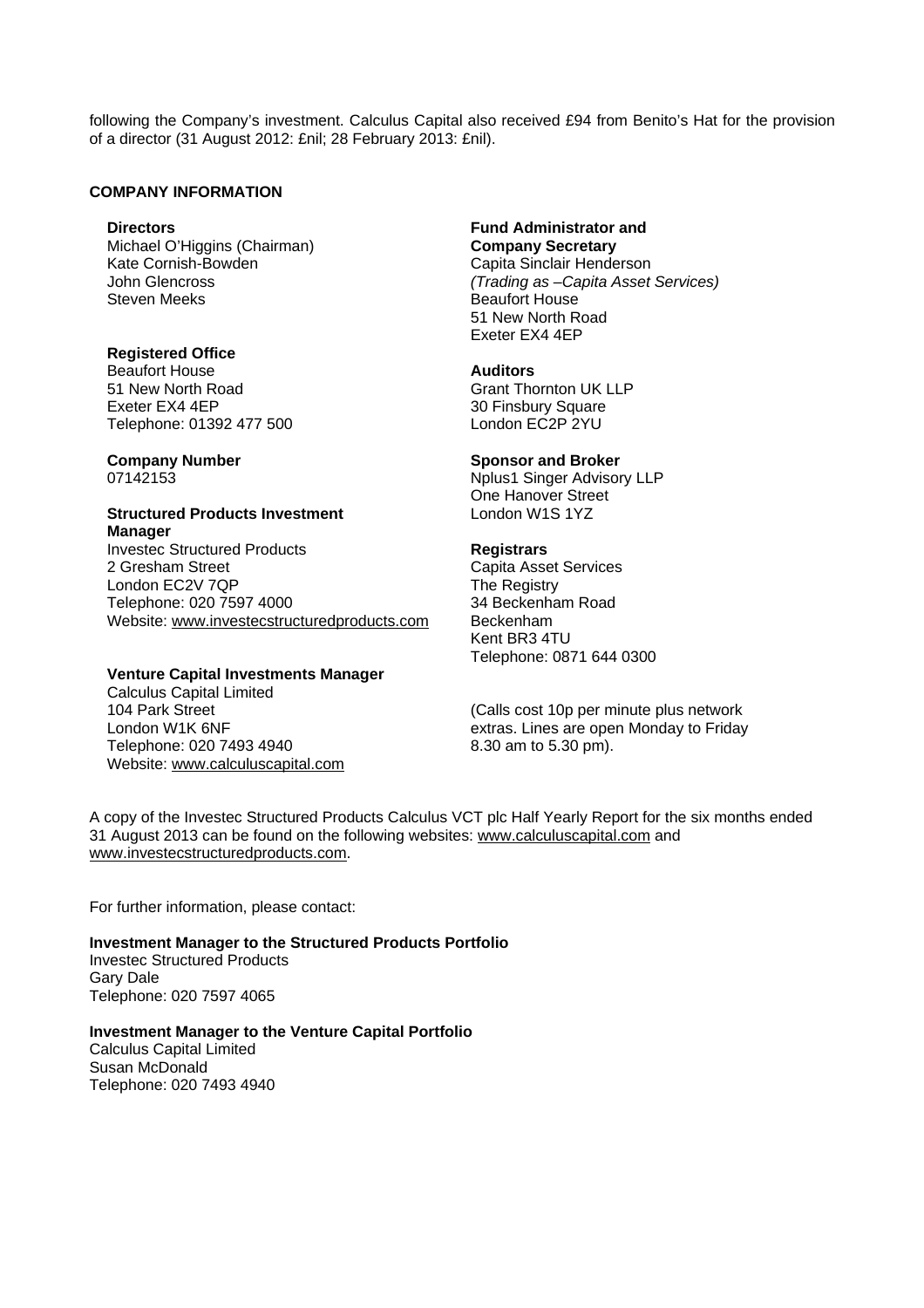following the Company's investment. Calculus Capital also received £94 from Benito's Hat for the provision of a director (31 August 2012: £nil; 28 February 2013: £nil).

## COMPANY INFORMATION

**Directors**
Michael O'Higgins (Chairman)
Kate Cornish-Bowden
John Glencross
Steven Meeks

**Registered Office**
Beaufort House
51 New North Road
Exeter EX4 4EP
Telephone: 01392 477 500

**Company Number**
07142153

**Structured Products Investment Manager**
Investec Structured Products
2 Gresham Street
London EC2V 7QP
Telephone: 020 7597 4000
Website: www.investecstructuredproducts.com

**Venture Capital Investments Manager**
Calculus Capital Limited
104 Park Street
London W1K 6NF
Telephone: 020 7493 4940
Website: www.calculuscapital.com

**Fund Administrator and Company Secretary**
Capita Sinclair Henderson
*(Trading as –Capita Asset Services)*
Beaufort House
51 New North Road
Exeter EX4 4EP

**Auditors**
Grant Thornton UK LLP
30 Finsbury Square
London EC2P 2YU

**Sponsor and Broker**
Nplus1 Singer Advisory LLP
One Hanover Street
London W1S 1YZ

**Registrars**
Capita Asset Services
The Registry
34 Beckenham Road
Beckenham
Kent BR3 4TU
Telephone: 0871 644 0300

(Calls cost 10p per minute plus network extras. Lines are open Monday to Friday 8.30 am to 5.30 pm).

A copy of the Investec Structured Products Calculus VCT plc Half Yearly Report for the six months ended 31 August 2013 can be found on the following websites: www.calculuscapital.com and www.investecstructuredproducts.com.

For further information, please contact:

**Investment Manager to the Structured Products Portfolio**
Investec Structured Products
Gary Dale
Telephone: 020 7597 4065

**Investment Manager to the Venture Capital Portfolio**
Calculus Capital Limited
Susan McDonald
Telephone: 020 7493 4940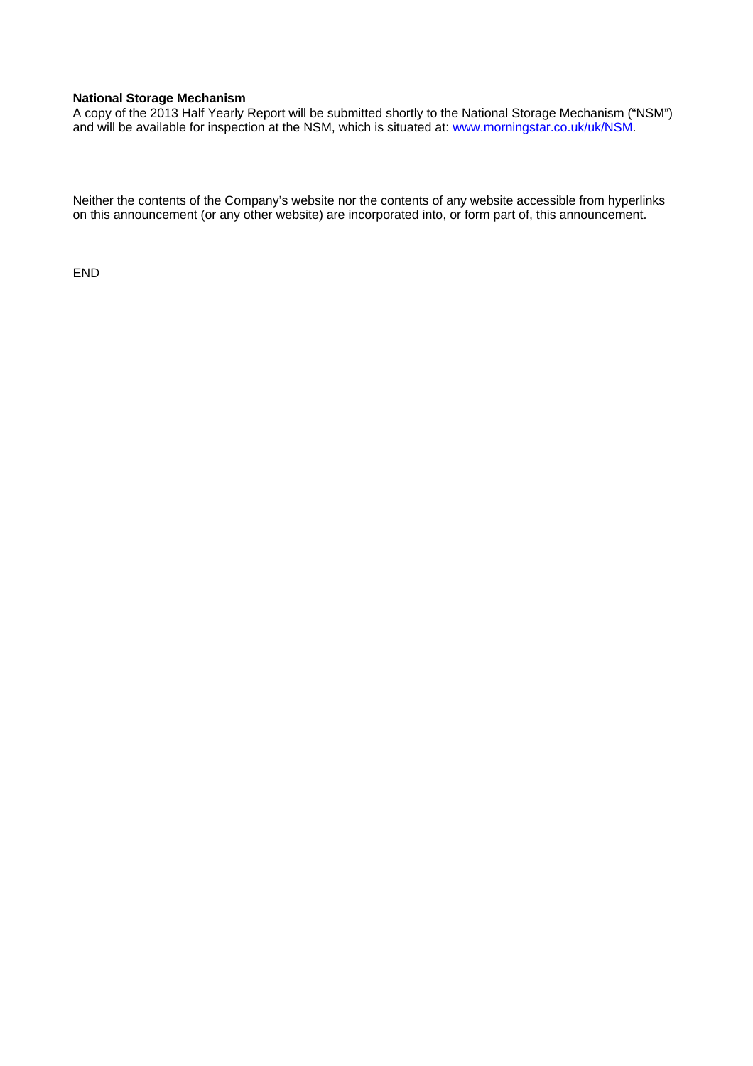**National Storage Mechanism**

A copy of the 2013 Half Yearly Report will be submitted shortly to the National Storage Mechanism ("NSM") and will be available for inspection at the NSM, which is situated at: www.morningstar.co.uk/uk/NSM.

Neither the contents of the Company's website nor the contents of any website accessible from hyperlinks on this announcement (or any other website) are incorporated into, or form part of, this announcement.

END